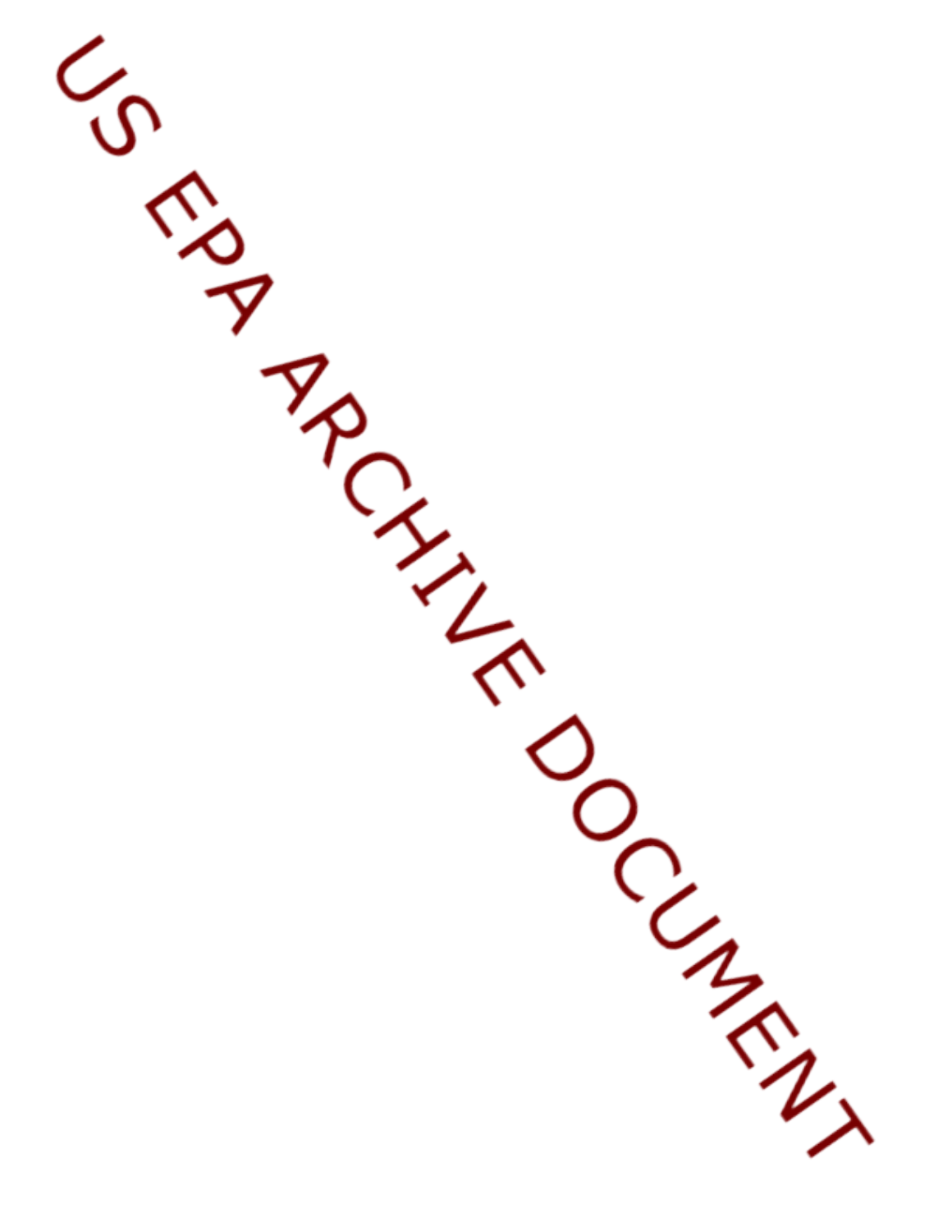US EPA ARCHIVE DOCUMENT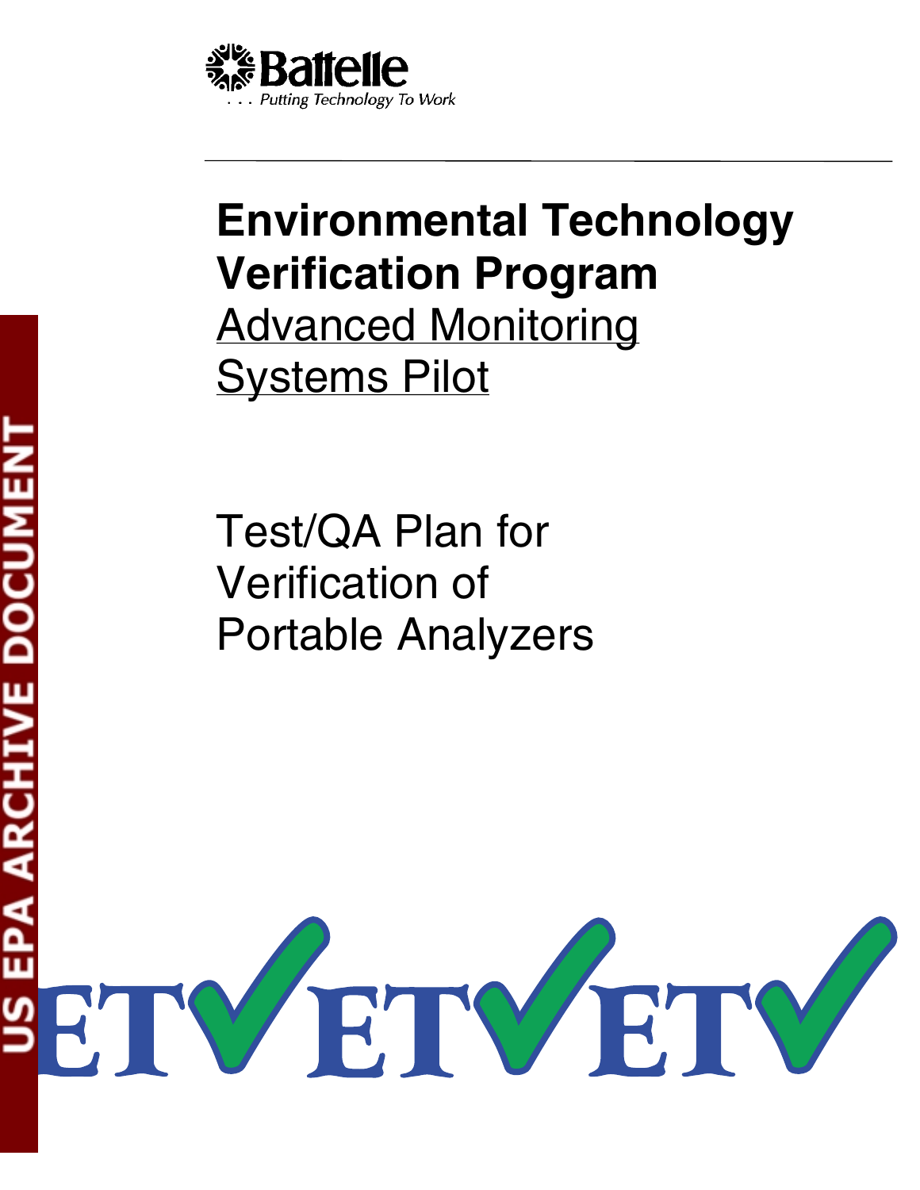Battelle

. . . Putting Technology To Work

# Environmental Technology Verification Program

Advanced Monitoring Systems Pilot

## Test/QA Plan for Verification of Portable Analyzers

US EPA ARCHIVE DOCUMENT

ETV ETV ETV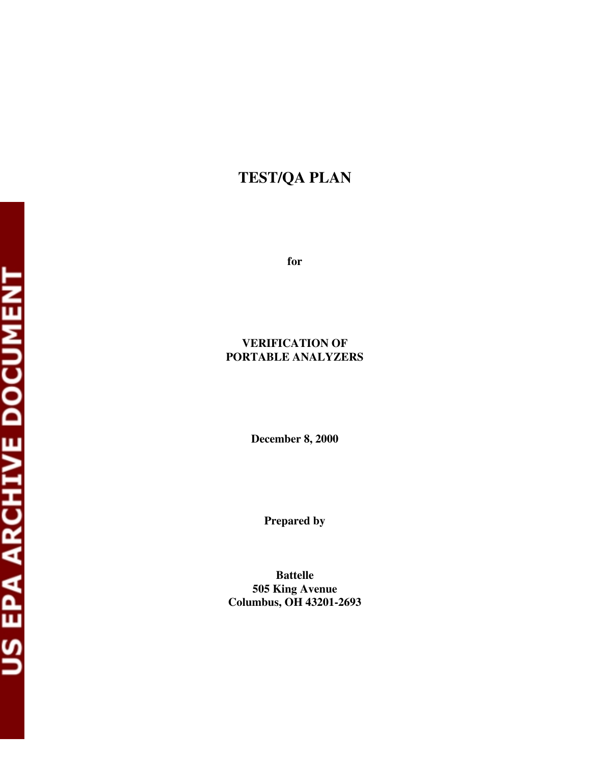# TEST/QA PLAN

**for**

**VERIFICATION OF PORTABLE ANALYZERS**

**December 8, 2000**

**Prepared by**

**Battelle**
**505 King Avenue**
**Columbus, OH 43201-2693**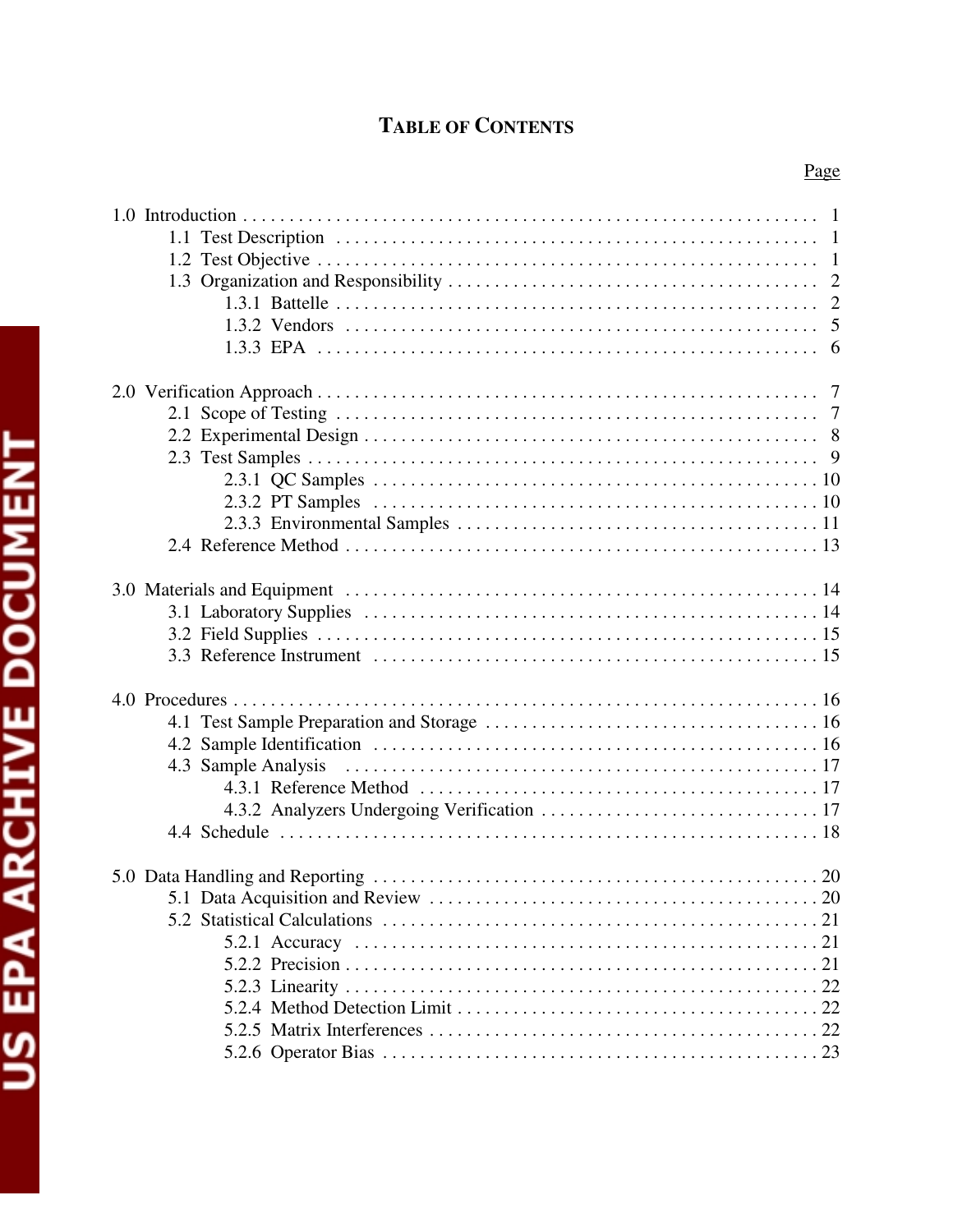# TABLE OF CONTENTS

Page

1.0 Introduction . . . . . . . . . . . . . . . . . . . . . . . . . . . . . . . . . . . . . . . . . . . . . . . . . . . . . . . . . . . . 1
- 1.1 Test Description . . . . . . . . . . . . . . . . . . . . . . . . . . . . . . . . . . . . . . . . . . . . . . . . . . . . 1
- 1.2 Test Objective . . . . . . . . . . . . . . . . . . . . . . . . . . . . . . . . . . . . . . . . . . . . . . . . . . . . . 1
- 1.3 Organization and Responsibility . . . . . . . . . . . . . . . . . . . . . . . . . . . . . . . . . . . . . . . 2
  - 1.3.1 Battelle . . . . . . . . . . . . . . . . . . . . . . . . . . . . . . . . . . . . . . . . . . . . . . . . . . . . 2
  - 1.3.2 Vendors . . . . . . . . . . . . . . . . . . . . . . . . . . . . . . . . . . . . . . . . . . . . . . . . . . . 5
  - 1.3.3 EPA . . . . . . . . . . . . . . . . . . . . . . . . . . . . . . . . . . . . . . . . . . . . . . . . . . . . . . 6

2.0 Verification Approach . . . . . . . . . . . . . . . . . . . . . . . . . . . . . . . . . . . . . . . . . . . . . . . . . . . . 7
- 2.1 Scope of Testing . . . . . . . . . . . . . . . . . . . . . . . . . . . . . . . . . . . . . . . . . . . . . . . . . . . . 7
- 2.2 Experimental Design . . . . . . . . . . . . . . . . . . . . . . . . . . . . . . . . . . . . . . . . . . . . . . . . . 8
- 2.3 Test Samples . . . . . . . . . . . . . . . . . . . . . . . . . . . . . . . . . . . . . . . . . . . . . . . . . . . . . . 9
  - 2.3.1 QC Samples . . . . . . . . . . . . . . . . . . . . . . . . . . . . . . . . . . . . . . . . . . . . . . . . 10
  - 2.3.2 PT Samples . . . . . . . . . . . . . . . . . . . . . . . . . . . . . . . . . . . . . . . . . . . . . . . . 10
  - 2.3.3 Environmental Samples . . . . . . . . . . . . . . . . . . . . . . . . . . . . . . . . . . . . . . . 11
- 2.4 Reference Method . . . . . . . . . . . . . . . . . . . . . . . . . . . . . . . . . . . . . . . . . . . . . . . . . 13

3.0 Materials and Equipment . . . . . . . . . . . . . . . . . . . . . . . . . . . . . . . . . . . . . . . . . . . . . . . . . 14
- 3.1 Laboratory Supplies . . . . . . . . . . . . . . . . . . . . . . . . . . . . . . . . . . . . . . . . . . . . . . . . 14
- 3.2 Field Supplies . . . . . . . . . . . . . . . . . . . . . . . . . . . . . . . . . . . . . . . . . . . . . . . . . . . . 15
- 3.3 Reference Instrument . . . . . . . . . . . . . . . . . . . . . . . . . . . . . . . . . . . . . . . . . . . . . . . 15

4.0 Procedures . . . . . . . . . . . . . . . . . . . . . . . . . . . . . . . . . . . . . . . . . . . . . . . . . . . . . . . . . . 16
- 4.1 Test Sample Preparation and Storage . . . . . . . . . . . . . . . . . . . . . . . . . . . . . . . . . . . 16
- 4.2 Sample Identification . . . . . . . . . . . . . . . . . . . . . . . . . . . . . . . . . . . . . . . . . . . . . . . 16
- 4.3 Sample Analysis . . . . . . . . . . . . . . . . . . . . . . . . . . . . . . . . . . . . . . . . . . . . . . . . . . . 17
  - 4.3.1 Reference Method . . . . . . . . . . . . . . . . . . . . . . . . . . . . . . . . . . . . . . . . . . . 17
  - 4.3.2 Analyzers Undergoing Verification . . . . . . . . . . . . . . . . . . . . . . . . . . . . . . 17
- 4.4 Schedule . . . . . . . . . . . . . . . . . . . . . . . . . . . . . . . . . . . . . . . . . . . . . . . . . . . . . . . . 18

5.0 Data Handling and Reporting . . . . . . . . . . . . . . . . . . . . . . . . . . . . . . . . . . . . . . . . . . . . . . 20
- 5.1 Data Acquisition and Review . . . . . . . . . . . . . . . . . . . . . . . . . . . . . . . . . . . . . . . . . . 20
- 5.2 Statistical Calculations . . . . . . . . . . . . . . . . . . . . . . . . . . . . . . . . . . . . . . . . . . . . . . 21
  - 5.2.1 Accuracy . . . . . . . . . . . . . . . . . . . . . . . . . . . . . . . . . . . . . . . . . . . . . . . . . . 21
  - 5.2.2 Precision . . . . . . . . . . . . . . . . . . . . . . . . . . . . . . . . . . . . . . . . . . . . . . . . . . 21
  - 5.2.3 Linearity . . . . . . . . . . . . . . . . . . . . . . . . . . . . . . . . . . . . . . . . . . . . . . . . . . 22
  - 5.2.4 Method Detection Limit . . . . . . . . . . . . . . . . . . . . . . . . . . . . . . . . . . . . . . . 22
  - 5.2.5 Matrix Interferences . . . . . . . . . . . . . . . . . . . . . . . . . . . . . . . . . . . . . . . . . 22
  - 5.2.6 Operator Bias . . . . . . . . . . . . . . . . . . . . . . . . . . . . . . . . . . . . . . . . . . . . . . 23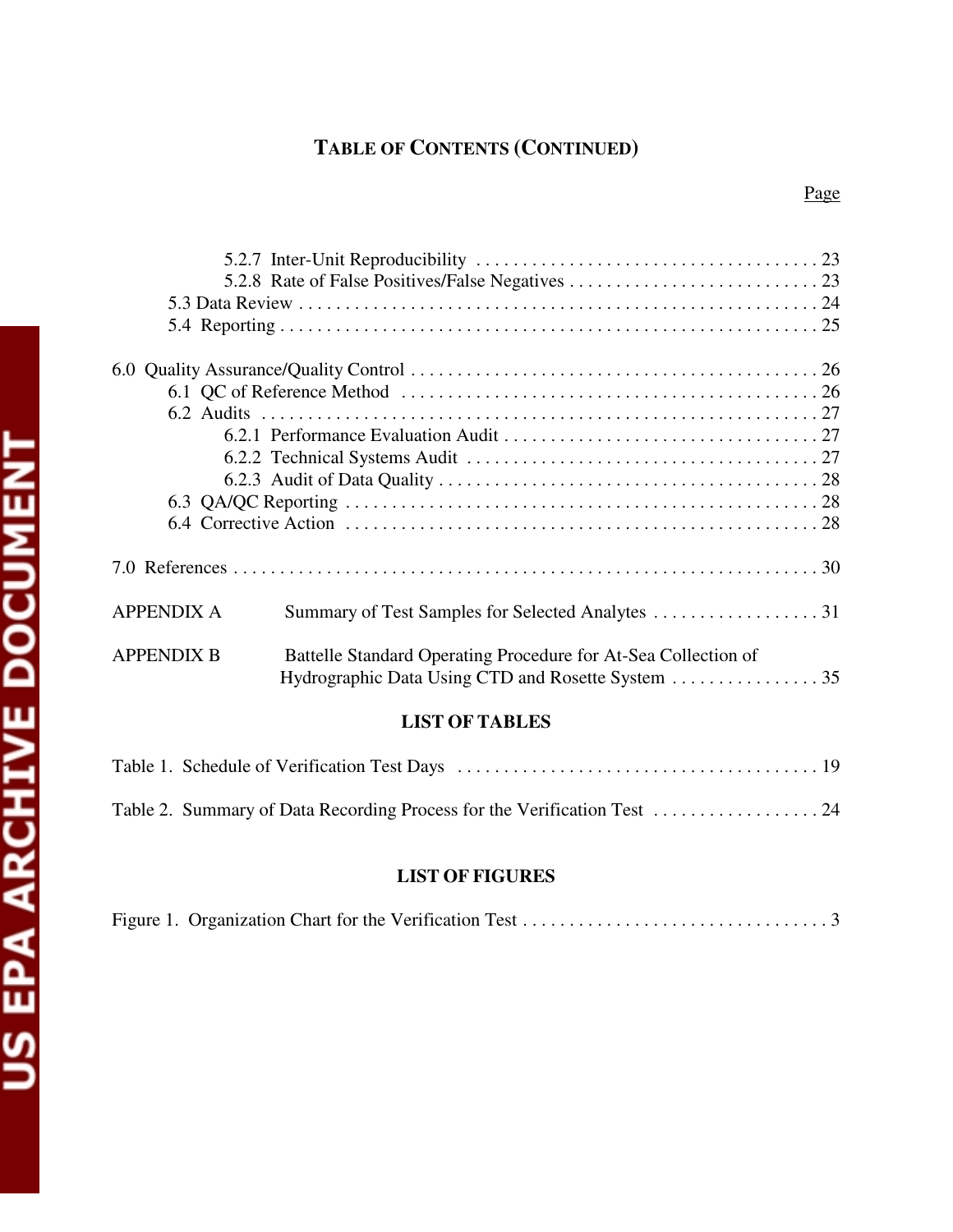## TABLE OF CONTENTS (CONTINUED)

Page

- 5.2.7 Inter-Unit Reproducibility . . . . . . . . . . . . . . . . . . . . . . . . . . . . . . . . . . . . . 23
- 5.2.8 Rate of False Positives/False Negatives . . . . . . . . . . . . . . . . . . . . . . . . . . . 23
- 5.3 Data Review . . . . . . . . . . . . . . . . . . . . . . . . . . . . . . . . . . . . . . . . . . . . . . . . . . . 24
- 5.4 Reporting . . . . . . . . . . . . . . . . . . . . . . . . . . . . . . . . . . . . . . . . . . . . . . . . . . . . . 25

6.0 Quality Assurance/Quality Control . . . . . . . . . . . . . . . . . . . . . . . . . . . . . . . . . . . . 26
- 6.1 QC of Reference Method . . . . . . . . . . . . . . . . . . . . . . . . . . . . . . . . . . . . . . . . . . 26
- 6.2 Audits . . . . . . . . . . . . . . . . . . . . . . . . . . . . . . . . . . . . . . . . . . . . . . . . . . . . . . . . 27
  - 6.2.1 Performance Evaluation Audit . . . . . . . . . . . . . . . . . . . . . . . . . . . . . . . . . . 27
  - 6.2.2 Technical Systems Audit . . . . . . . . . . . . . . . . . . . . . . . . . . . . . . . . . . . . . . 27
  - 6.2.3 Audit of Data Quality . . . . . . . . . . . . . . . . . . . . . . . . . . . . . . . . . . . . . . . . . 28
- 6.3 QA/QC Reporting . . . . . . . . . . . . . . . . . . . . . . . . . . . . . . . . . . . . . . . . . . . . . . . . 28
- 6.4 Corrective Action . . . . . . . . . . . . . . . . . . . . . . . . . . . . . . . . . . . . . . . . . . . . . . . . 28

7.0 References . . . . . . . . . . . . . . . . . . . . . . . . . . . . . . . . . . . . . . . . . . . . . . . . . . . . . . . 30

APPENDIX A Summary of Test Samples for Selected Analytes . . . . . . . . . . . . . . . . . . 31

APPENDIX B Battelle Standard Operating Procedure for At-Sea Collection of Hydrographic Data Using CTD and Rosette System . . . . . . . . . . . . . . . . 35

### LIST OF TABLES

Table 1. Schedule of Verification Test Days . . . . . . . . . . . . . . . . . . . . . . . . . . . . . . . . . . . . . . . 19

Table 2. Summary of Data Recording Process for the Verification Test . . . . . . . . . . . . . . . . . . 24

### LIST OF FIGURES

Figure 1. Organization Chart for the Verification Test . . . . . . . . . . . . . . . . . . . . . . . . . . . . . . . . . 3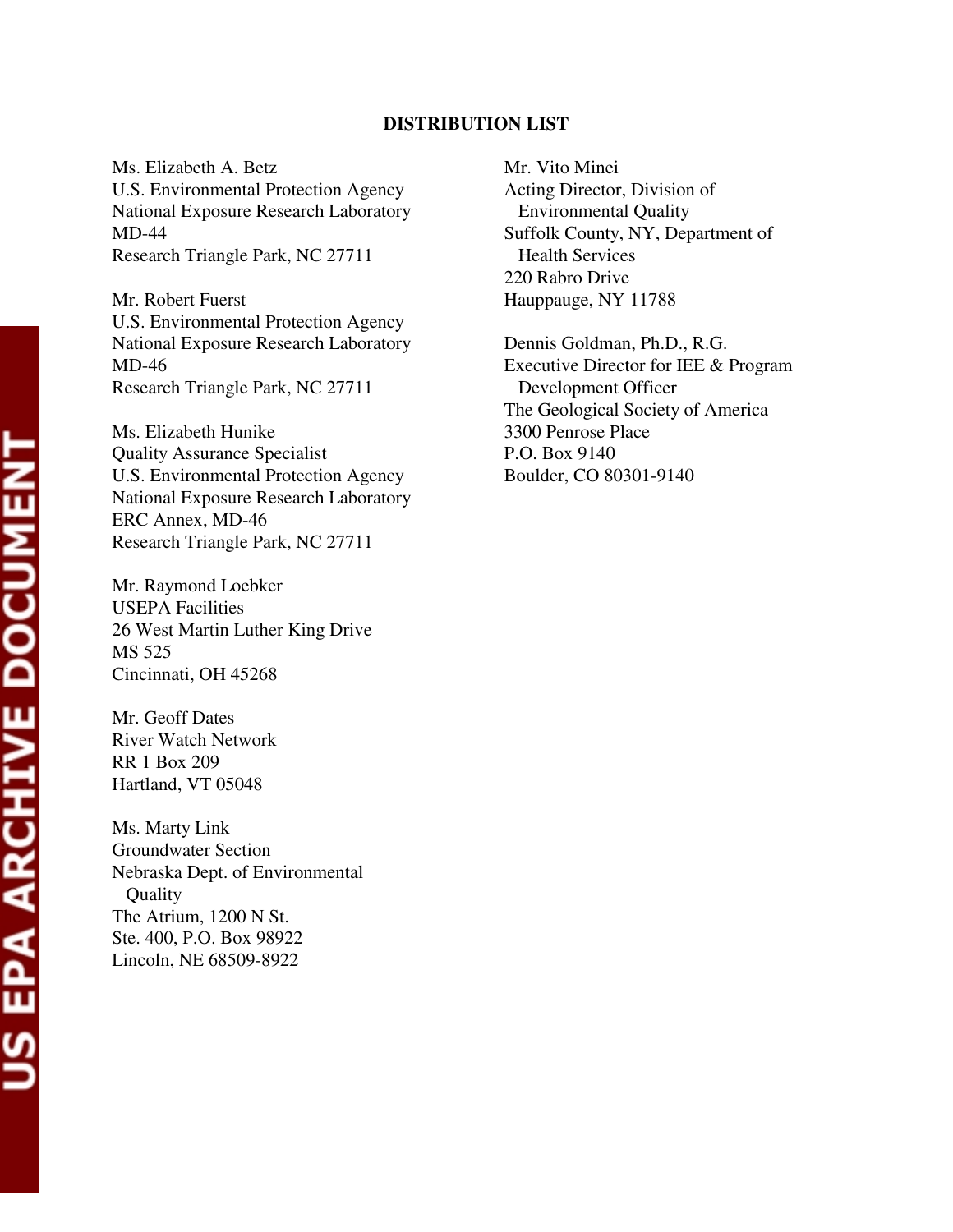**DISTRIBUTION LIST**

Ms. Elizabeth A. Betz
U.S. Environmental Protection Agency
National Exposure Research Laboratory
MD-44
Research Triangle Park, NC 27711

Mr. Robert Fuerst
U.S. Environmental Protection Agency
National Exposure Research Laboratory
MD-46
Research Triangle Park, NC 27711

Ms. Elizabeth Hunike
Quality Assurance Specialist
U.S. Environmental Protection Agency
National Exposure Research Laboratory
ERC Annex, MD-46
Research Triangle Park, NC 27711

Mr. Raymond Loebker
USEPA Facilities
26 West Martin Luther King Drive
MS 525
Cincinnati, OH 45268

Mr. Geoff Dates
River Watch Network
RR 1 Box 209
Hartland, VT 05048

Ms. Marty Link
Groundwater Section
Nebraska Dept. of Environmental Quality
The Atrium, 1200 N St.
Ste. 400, P.O. Box 98922
Lincoln, NE 68509-8922

Mr. Vito Minei
Acting Director, Division of Environmental Quality
Suffolk County, NY, Department of Health Services
220 Rabro Drive
Hauppauge, NY 11788

Dennis Goldman, Ph.D., R.G.
Executive Director for IEE & Program Development Officer
The Geological Society of America
3300 Penrose Place
P.O. Box 9140
Boulder, CO 80301-9140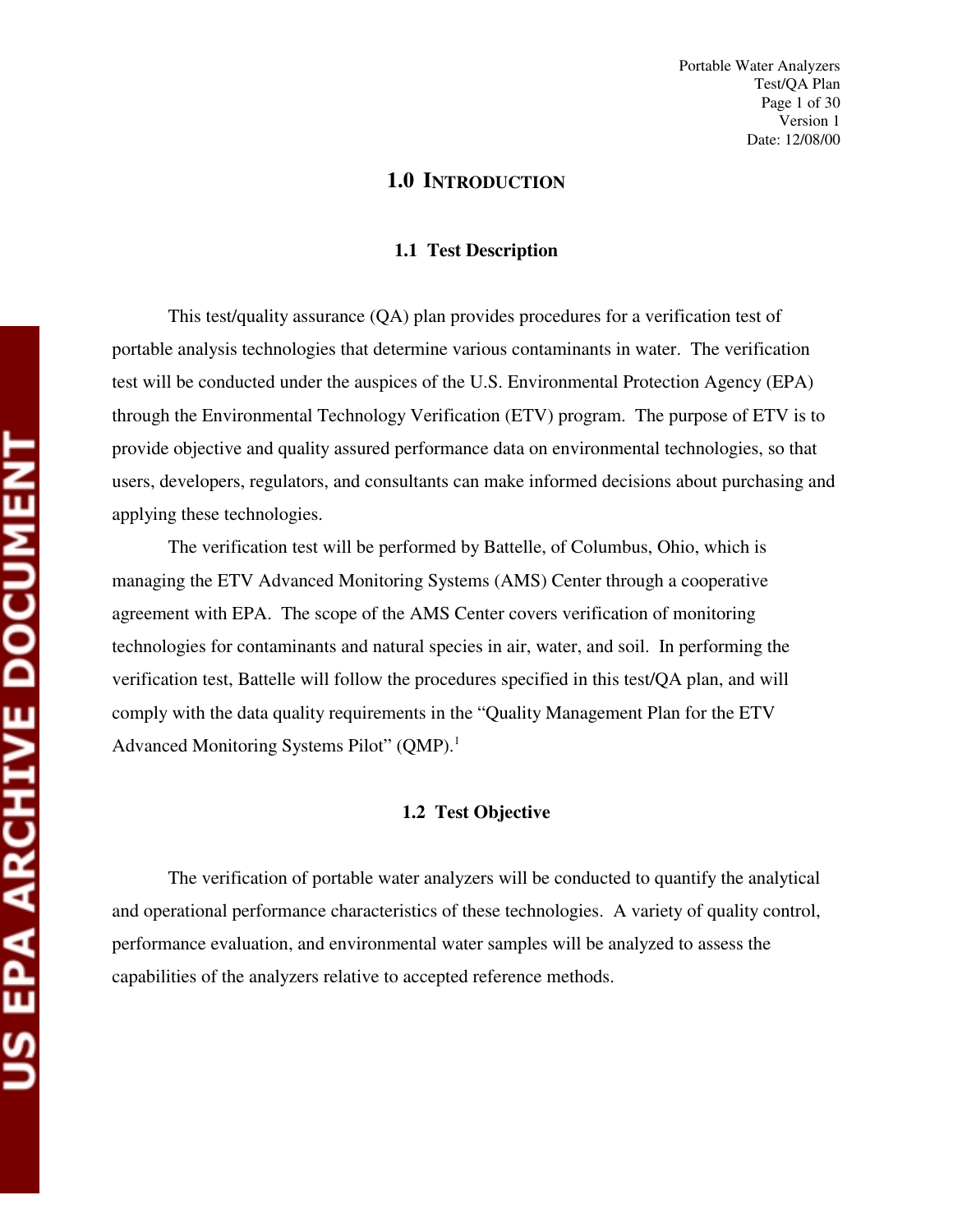# 1.0 INTRODUCTION

## 1.1 Test Description

This test/quality assurance (QA) plan provides procedures for a verification test of portable analysis technologies that determine various contaminants in water. The verification test will be conducted under the auspices of the U.S. Environmental Protection Agency (EPA) through the Environmental Technology Verification (ETV) program. The purpose of ETV is to provide objective and quality assured performance data on environmental technologies, so that users, developers, regulators, and consultants can make informed decisions about purchasing and applying these technologies.

The verification test will be performed by Battelle, of Columbus, Ohio, which is managing the ETV Advanced Monitoring Systems (AMS) Center through a cooperative agreement with EPA. The scope of the AMS Center covers verification of monitoring technologies for contaminants and natural species in air, water, and soil. In performing the verification test, Battelle will follow the procedures specified in this test/QA plan, and will comply with the data quality requirements in the "Quality Management Plan for the ETV Advanced Monitoring Systems Pilot" (QMP).[1]

## 1.2 Test Objective

The verification of portable water analyzers will be conducted to quantify the analytical and operational performance characteristics of these technologies. A variety of quality control, performance evaluation, and environmental water samples will be analyzed to assess the capabilities of the analyzers relative to accepted reference methods.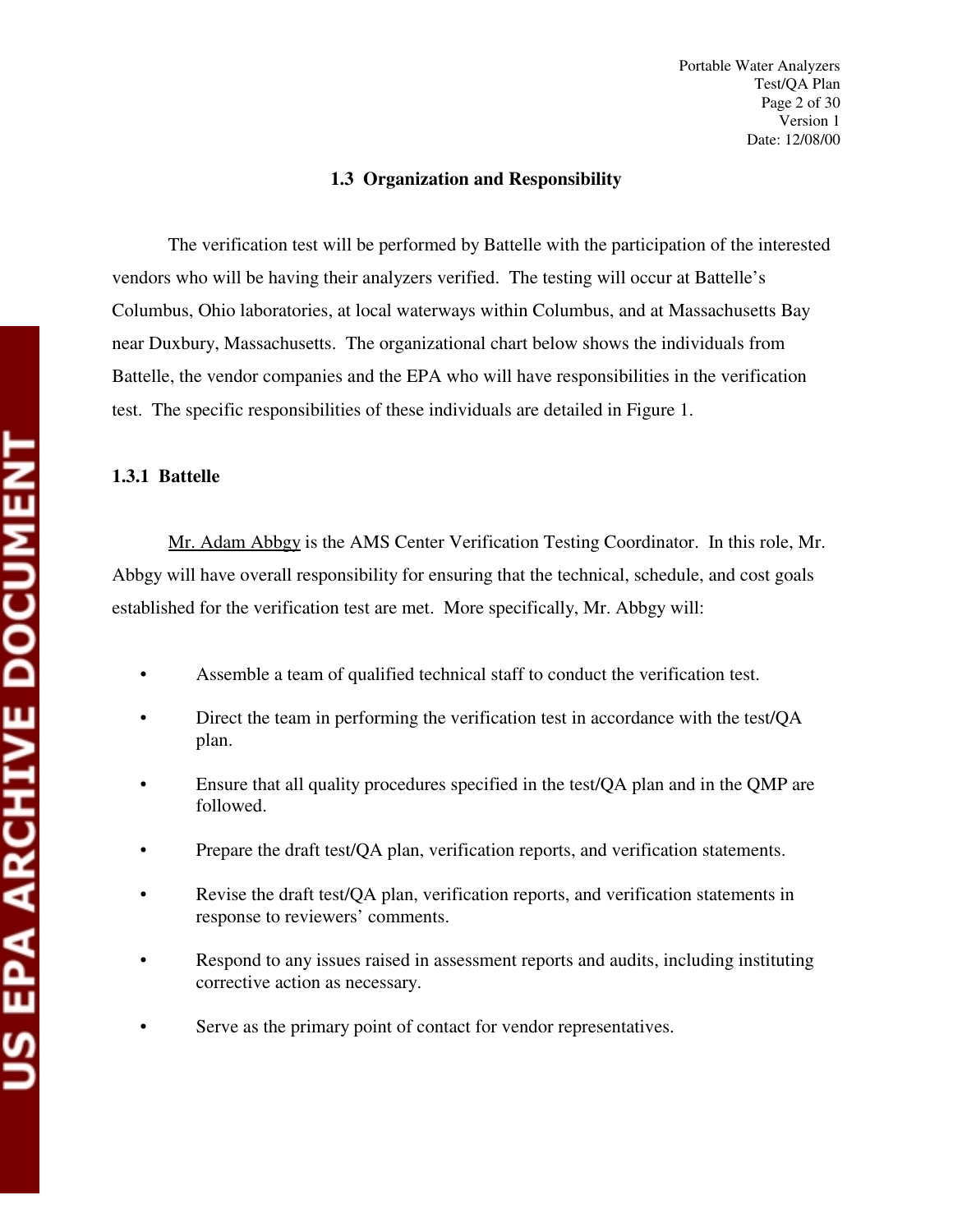## 1.3 Organization and Responsibility

The verification test will be performed by Battelle with the participation of the interested vendors who will be having their analyzers verified. The testing will occur at Battelle's Columbus, Ohio laboratories, at local waterways within Columbus, and at Massachusetts Bay near Duxbury, Massachusetts. The organizational chart below shows the individuals from Battelle, the vendor companies and the EPA who will have responsibilities in the verification test. The specific responsibilities of these individuals are detailed in Figure 1.

### 1.3.1 Battelle

Mr. Adam Abbgy is the AMS Center Verification Testing Coordinator. In this role, Mr. Abbgy will have overall responsibility for ensuring that the technical, schedule, and cost goals established for the verification test are met. More specifically, Mr. Abbgy will:

- Assemble a team of qualified technical staff to conduct the verification test.
- Direct the team in performing the verification test in accordance with the test/QA plan.
- Ensure that all quality procedures specified in the test/QA plan and in the QMP are followed.
- Prepare the draft test/QA plan, verification reports, and verification statements.
- Revise the draft test/QA plan, verification reports, and verification statements in response to reviewers' comments.
- Respond to any issues raised in assessment reports and audits, including instituting corrective action as necessary.
- Serve as the primary point of contact for vendor representatives.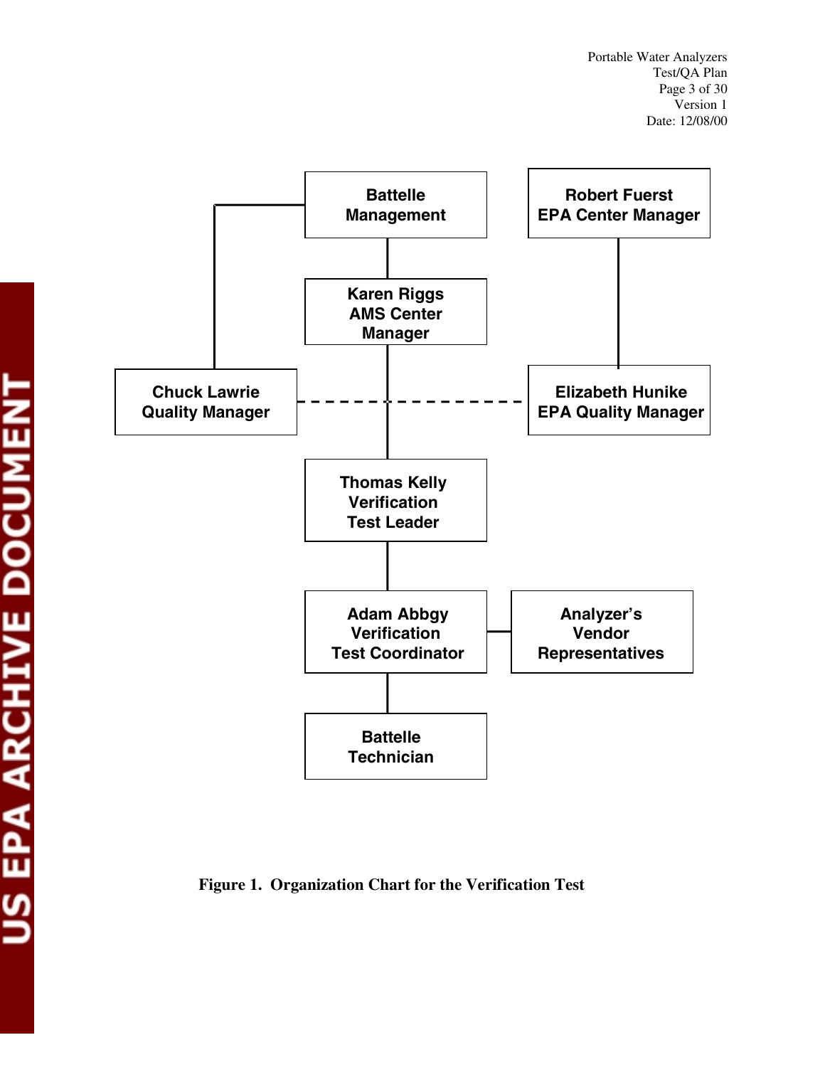Battelle Management

Robert Fuerst
EPA Center Manager

Karen Riggs
AMS Center
Manager

Chuck Lawrie
Quality Manager

Elizabeth Hunike
EPA Quality Manager

Thomas Kelly
Verification
Test Leader

Adam Abbgy
Verification
Test Coordinator

Analyzer's
Vendor
Representatives

Battelle
Technician

**Figure 1. Organization Chart for the Verification Test**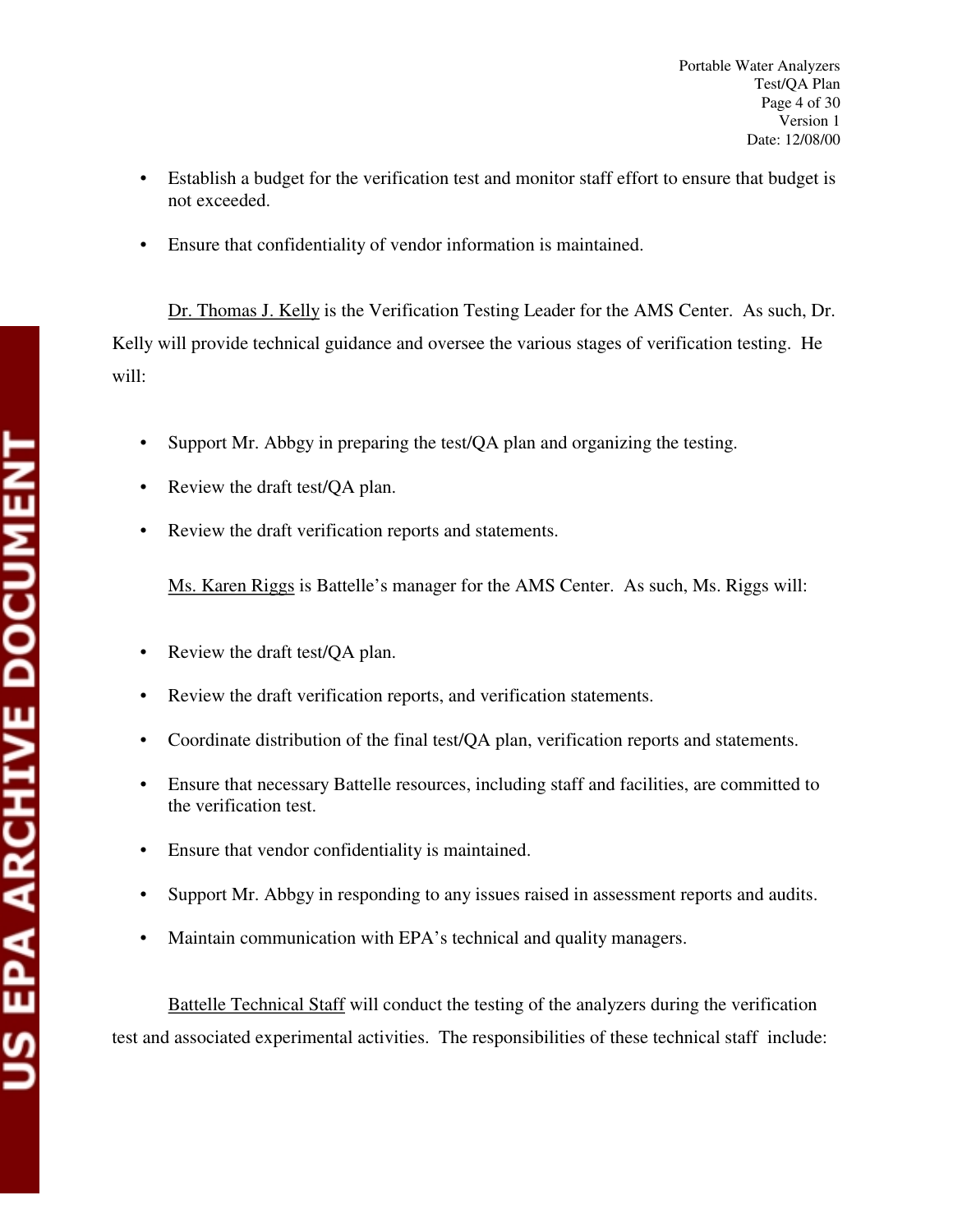- Establish a budget for the verification test and monitor staff effort to ensure that budget is not exceeded.

- Ensure that confidentiality of vendor information is maintained.

Dr. Thomas J. Kelly is the Verification Testing Leader for the AMS Center. As such, Dr. Kelly will provide technical guidance and oversee the various stages of verification testing. He will:

- Support Mr. Abbgy in preparing the test/QA plan and organizing the testing.

- Review the draft test/QA plan.

- Review the draft verification reports and statements.

Ms. Karen Riggs is Battelle's manager for the AMS Center. As such, Ms. Riggs will:

- Review the draft test/QA plan.

- Review the draft verification reports, and verification statements.

- Coordinate distribution of the final test/QA plan, verification reports and statements.

- Ensure that necessary Battelle resources, including staff and facilities, are committed to the verification test.

- Ensure that vendor confidentiality is maintained.

- Support Mr. Abbgy in responding to any issues raised in assessment reports and audits.

- Maintain communication with EPA's technical and quality managers.

Battelle Technical Staff will conduct the testing of the analyzers during the verification test and associated experimental activities. The responsibilities of these technical staff include: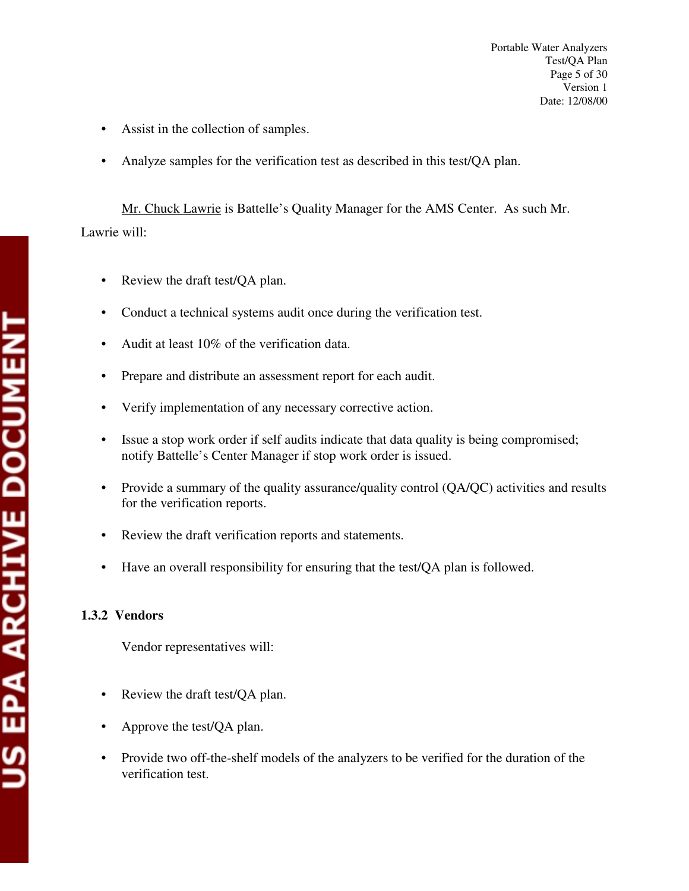- Assist in the collection of samples.

- Analyze samples for the verification test as described in this test/QA plan.

Mr. Chuck Lawrie is Battelle's Quality Manager for the AMS Center. As such Mr. Lawrie will:

- Review the draft test/QA plan.

- Conduct a technical systems audit once during the verification test.

- Audit at least 10% of the verification data.

- Prepare and distribute an assessment report for each audit.

- Verify implementation of any necessary corrective action.

- Issue a stop work order if self audits indicate that data quality is being compromised; notify Battelle's Center Manager if stop work order is issued.

- Provide a summary of the quality assurance/quality control (QA/QC) activities and results for the verification reports.

- Review the draft verification reports and statements.

- Have an overall responsibility for ensuring that the test/QA plan is followed.

### 1.3.2 Vendors

Vendor representatives will:

- Review the draft test/QA plan.

- Approve the test/QA plan.

- Provide two off-the-shelf models of the analyzers to be verified for the duration of the verification test.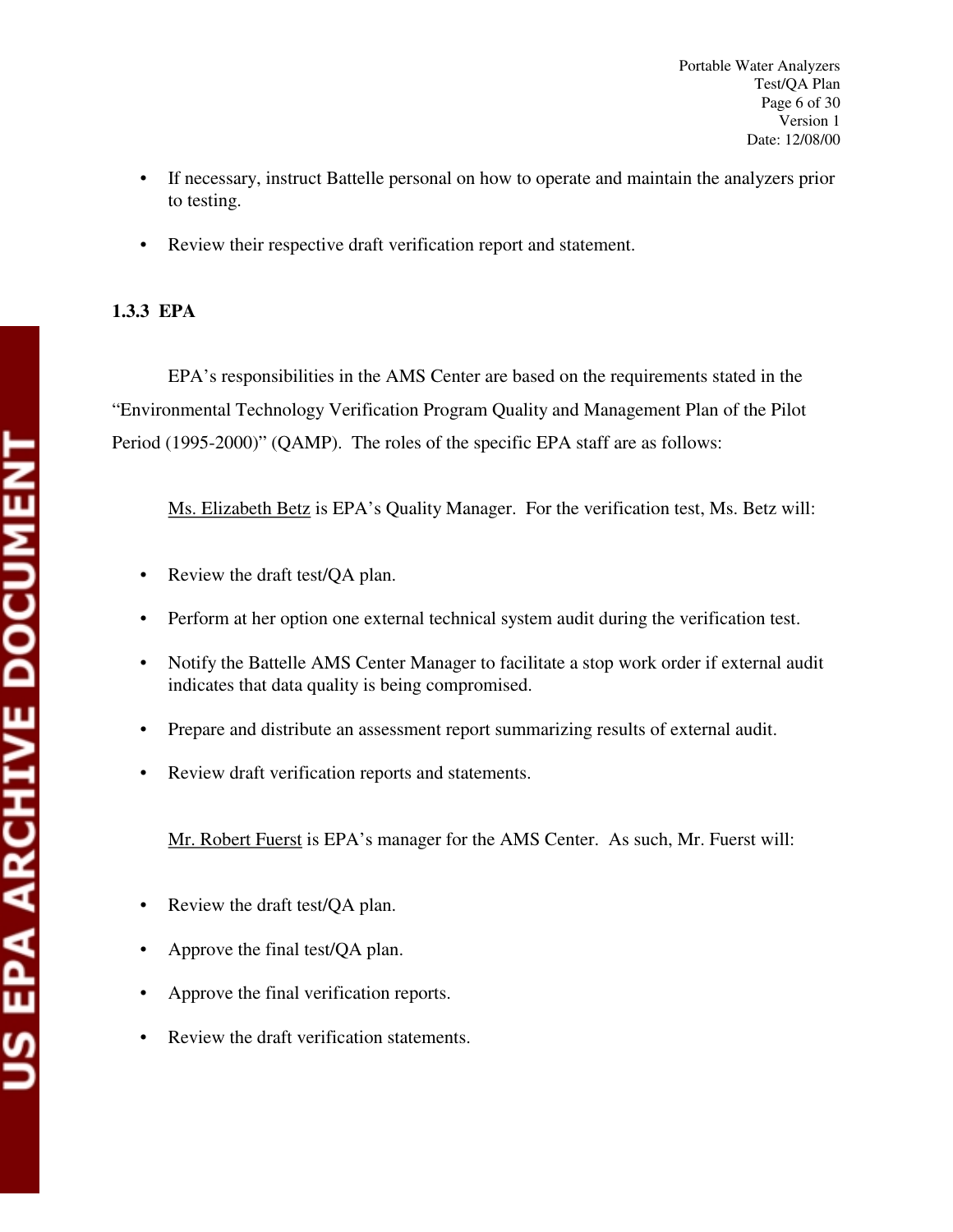- If necessary, instruct Battelle personal on how to operate and maintain the analyzers prior to testing.

- Review their respective draft verification report and statement.

### 1.3.3 EPA

EPA's responsibilities in the AMS Center are based on the requirements stated in the "Environmental Technology Verification Program Quality and Management Plan of the Pilot Period (1995-2000)" (QAMP). The roles of the specific EPA staff are as follows:

Ms. Elizabeth Betz is EPA's Quality Manager. For the verification test, Ms. Betz will:

- Review the draft test/QA plan.

- Perform at her option one external technical system audit during the verification test.

- Notify the Battelle AMS Center Manager to facilitate a stop work order if external audit indicates that data quality is being compromised.

- Prepare and distribute an assessment report summarizing results of external audit.

- Review draft verification reports and statements.

Mr. Robert Fuerst is EPA's manager for the AMS Center. As such, Mr. Fuerst will:

- Review the draft test/QA plan.

- Approve the final test/QA plan.

- Approve the final verification reports.

- Review the draft verification statements.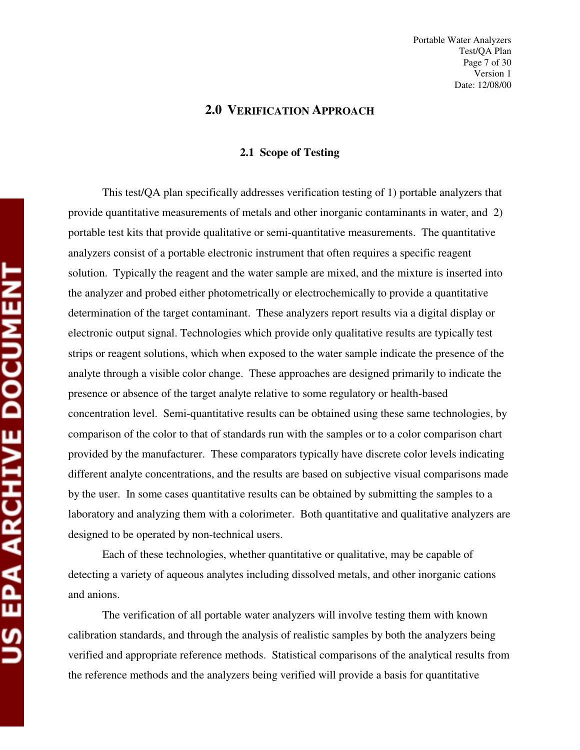# 2.0 VERIFICATION APPROACH

## 2.1 Scope of Testing

This test/QA plan specifically addresses verification testing of 1) portable analyzers that provide quantitative measurements of metals and other inorganic contaminants in water, and 2) portable test kits that provide qualitative or semi-quantitative measurements. The quantitative analyzers consist of a portable electronic instrument that often requires a specific reagent solution. Typically the reagent and the water sample are mixed, and the mixture is inserted into the analyzer and probed either photometrically or electrochemically to provide a quantitative determination of the target contaminant. These analyzers report results via a digital display or electronic output signal. Technologies which provide only qualitative results are typically test strips or reagent solutions, which when exposed to the water sample indicate the presence of the analyte through a visible color change. These approaches are designed primarily to indicate the presence or absence of the target analyte relative to some regulatory or health-based concentration level. Semi-quantitative results can be obtained using these same technologies, by comparison of the color to that of standards run with the samples or to a color comparison chart provided by the manufacturer. These comparators typically have discrete color levels indicating different analyte concentrations, and the results are based on subjective visual comparisons made by the user. In some cases quantitative results can be obtained by submitting the samples to a laboratory and analyzing them with a colorimeter. Both quantitative and qualitative analyzers are designed to be operated by non-technical users.

Each of these technologies, whether quantitative or qualitative, may be capable of detecting a variety of aqueous analytes including dissolved metals, and other inorganic cations and anions.

The verification of all portable water analyzers will involve testing them with known calibration standards, and through the analysis of realistic samples by both the analyzers being verified and appropriate reference methods. Statistical comparisons of the analytical results from the reference methods and the analyzers being verified will provide a basis for quantitative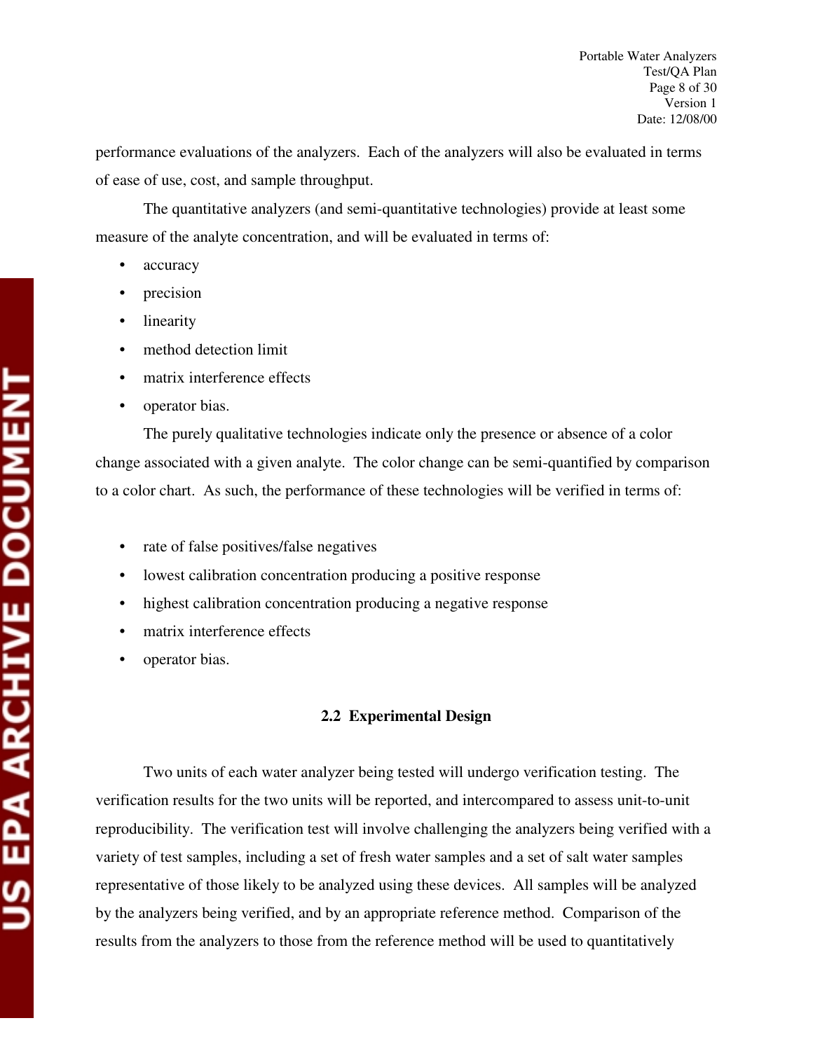performance evaluations of the analyzers. Each of the analyzers will also be evaluated in terms of ease of use, cost, and sample throughput.

The quantitative analyzers (and semi-quantitative technologies) provide at least some measure of the analyte concentration, and will be evaluated in terms of:

- accuracy
- precision
- linearity
- method detection limit
- matrix interference effects
- operator bias.

The purely qualitative technologies indicate only the presence or absence of a color change associated with a given analyte. The color change can be semi-quantified by comparison to a color chart. As such, the performance of these technologies will be verified in terms of:

- rate of false positives/false negatives
- lowest calibration concentration producing a positive response
- highest calibration concentration producing a negative response
- matrix interference effects
- operator bias.

## 2.2 Experimental Design

Two units of each water analyzer being tested will undergo verification testing. The verification results for the two units will be reported, and intercompared to assess unit-to-unit reproducibility. The verification test will involve challenging the analyzers being verified with a variety of test samples, including a set of fresh water samples and a set of salt water samples representative of those likely to be analyzed using these devices. All samples will be analyzed by the analyzers being verified, and by an appropriate reference method. Comparison of the results from the analyzers to those from the reference method will be used to quantitatively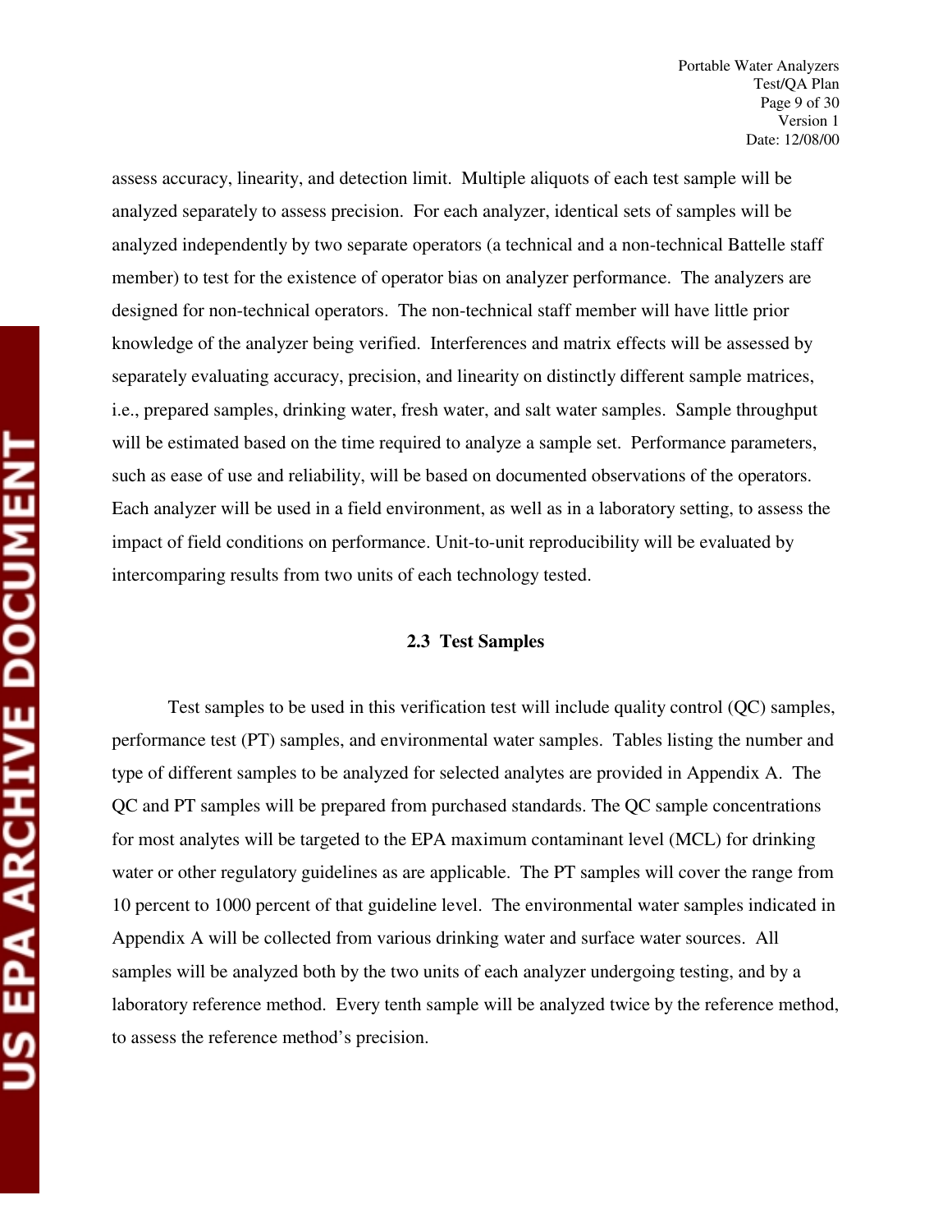assess accuracy, linearity, and detection limit. Multiple aliquots of each test sample will be analyzed separately to assess precision. For each analyzer, identical sets of samples will be analyzed independently by two separate operators (a technical and a non-technical Battelle staff member) to test for the existence of operator bias on analyzer performance. The analyzers are designed for non-technical operators. The non-technical staff member will have little prior knowledge of the analyzer being verified. Interferences and matrix effects will be assessed by separately evaluating accuracy, precision, and linearity on distinctly different sample matrices, i.e., prepared samples, drinking water, fresh water, and salt water samples. Sample throughput will be estimated based on the time required to analyze a sample set. Performance parameters, such as ease of use and reliability, will be based on documented observations of the operators. Each analyzer will be used in a field environment, as well as in a laboratory setting, to assess the impact of field conditions on performance. Unit-to-unit reproducibility will be evaluated by intercomparing results from two units of each technology tested.

### 2.3 Test Samples

Test samples to be used in this verification test will include quality control (QC) samples, performance test (PT) samples, and environmental water samples. Tables listing the number and type of different samples to be analyzed for selected analytes are provided in Appendix A. The QC and PT samples will be prepared from purchased standards. The QC sample concentrations for most analytes will be targeted to the EPA maximum contaminant level (MCL) for drinking water or other regulatory guidelines as are applicable. The PT samples will cover the range from 10 percent to 1000 percent of that guideline level. The environmental water samples indicated in Appendix A will be collected from various drinking water and surface water sources. All samples will be analyzed both by the two units of each analyzer undergoing testing, and by a laboratory reference method. Every tenth sample will be analyzed twice by the reference method, to assess the reference method's precision.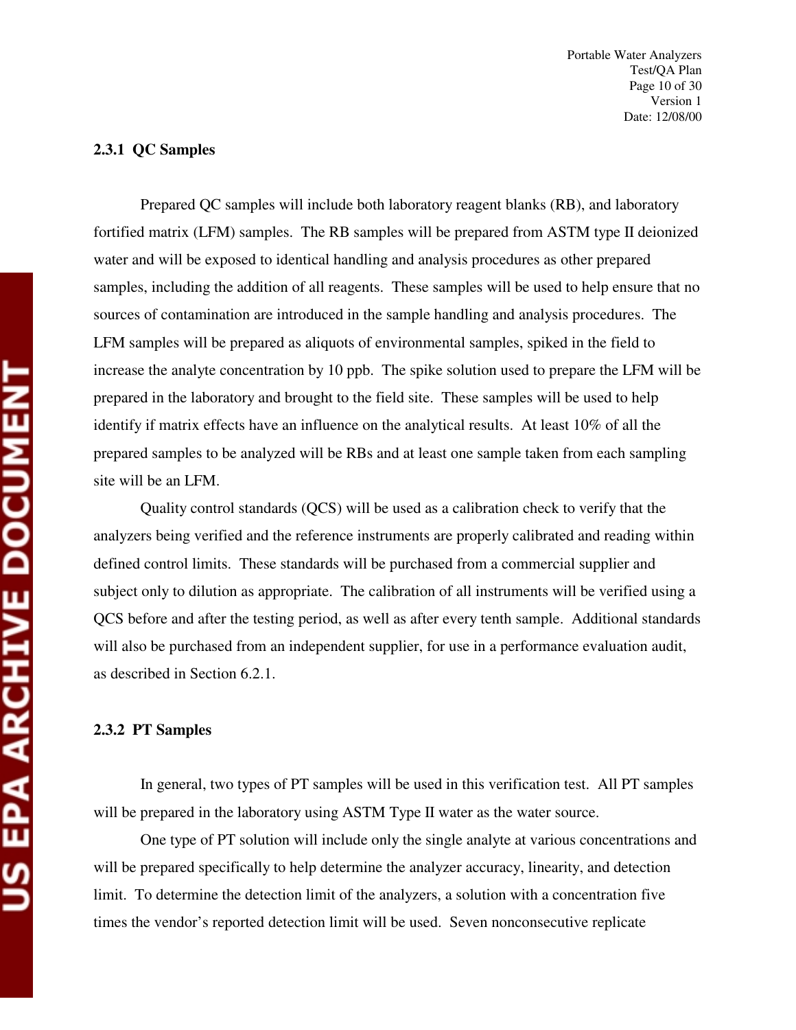### 2.3.1 QC Samples

Prepared QC samples will include both laboratory reagent blanks (RB), and laboratory fortified matrix (LFM) samples. The RB samples will be prepared from ASTM type II deionized water and will be exposed to identical handling and analysis procedures as other prepared samples, including the addition of all reagents. These samples will be used to help ensure that no sources of contamination are introduced in the sample handling and analysis procedures. The LFM samples will be prepared as aliquots of environmental samples, spiked in the field to increase the analyte concentration by 10 ppb. The spike solution used to prepare the LFM will be prepared in the laboratory and brought to the field site. These samples will be used to help identify if matrix effects have an influence on the analytical results. At least 10% of all the prepared samples to be analyzed will be RBs and at least one sample taken from each sampling site will be an LFM.

Quality control standards (QCS) will be used as a calibration check to verify that the analyzers being verified and the reference instruments are properly calibrated and reading within defined control limits. These standards will be purchased from a commercial supplier and subject only to dilution as appropriate. The calibration of all instruments will be verified using a QCS before and after the testing period, as well as after every tenth sample. Additional standards will also be purchased from an independent supplier, for use in a performance evaluation audit, as described in Section 6.2.1.

### 2.3.2 PT Samples

In general, two types of PT samples will be used in this verification test. All PT samples will be prepared in the laboratory using ASTM Type II water as the water source.

One type of PT solution will include only the single analyte at various concentrations and will be prepared specifically to help determine the analyzer accuracy, linearity, and detection limit. To determine the detection limit of the analyzers, a solution with a concentration five times the vendor's reported detection limit will be used. Seven nonconsecutive replicate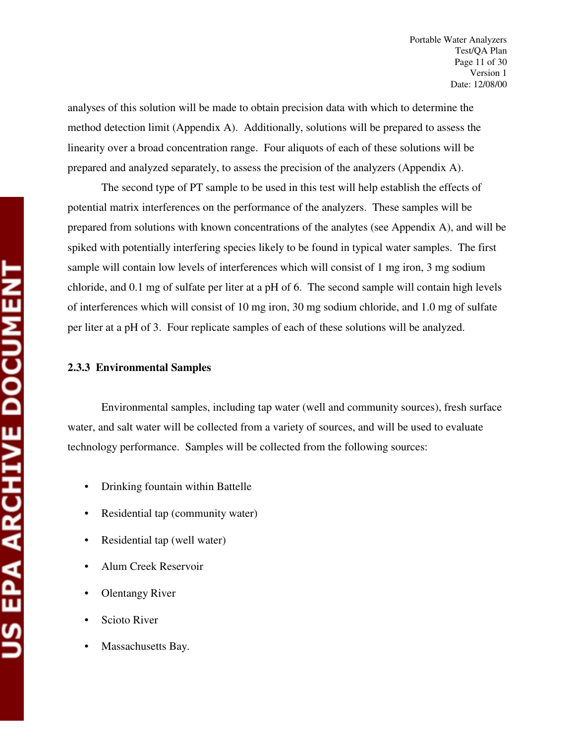analyses of this solution will be made to obtain precision data with which to determine the method detection limit (Appendix A). Additionally, solutions will be prepared to assess the linearity over a broad concentration range. Four aliquots of each of these solutions will be prepared and analyzed separately, to assess the precision of the analyzers (Appendix A).

The second type of PT sample to be used in this test will help establish the effects of potential matrix interferences on the performance of the analyzers. These samples will be prepared from solutions with known concentrations of the analytes (see Appendix A), and will be spiked with potentially interfering species likely to be found in typical water samples. The first sample will contain low levels of interferences which will consist of 1 mg iron, 3 mg sodium chloride, and 0.1 mg of sulfate per liter at a pH of 6. The second sample will contain high levels of interferences which will consist of 10 mg iron, 30 mg sodium chloride, and 1.0 mg of sulfate per liter at a pH of 3. Four replicate samples of each of these solutions will be analyzed.

### 2.3.3 Environmental Samples

Environmental samples, including tap water (well and community sources), fresh surface water, and salt water will be collected from a variety of sources, and will be used to evaluate technology performance. Samples will be collected from the following sources:

- Drinking fountain within Battelle
- Residential tap (community water)
- Residential tap (well water)
- Alum Creek Reservoir
- Olentangy River
- Scioto River
- Massachusetts Bay.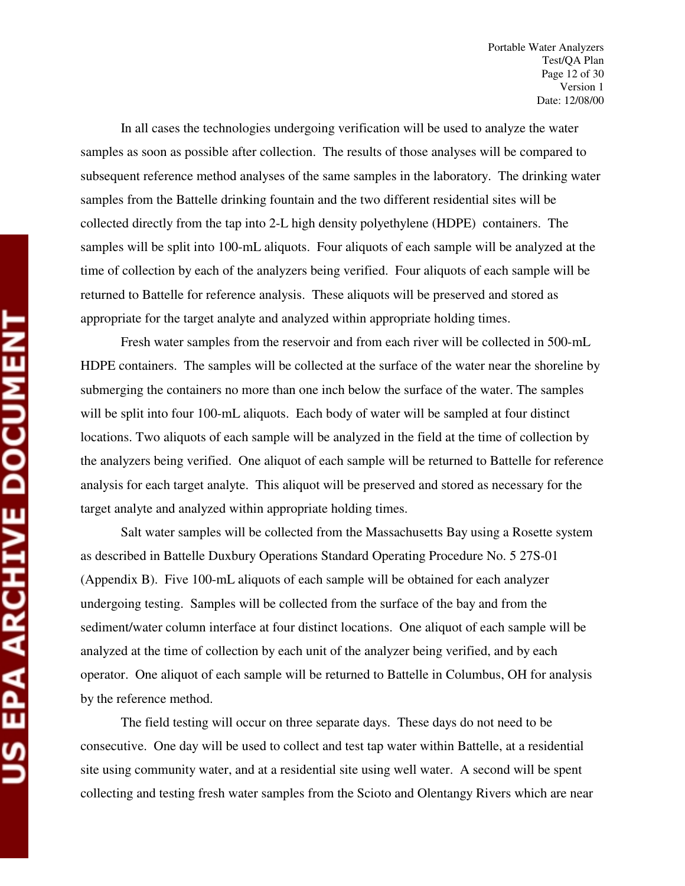In all cases the technologies undergoing verification will be used to analyze the water samples as soon as possible after collection. The results of those analyses will be compared to subsequent reference method analyses of the same samples in the laboratory. The drinking water samples from the Battelle drinking fountain and the two different residential sites will be collected directly from the tap into 2-L high density polyethylene (HDPE) containers. The samples will be split into 100-mL aliquots. Four aliquots of each sample will be analyzed at the time of collection by each of the analyzers being verified. Four aliquots of each sample will be returned to Battelle for reference analysis. These aliquots will be preserved and stored as appropriate for the target analyte and analyzed within appropriate holding times.

Fresh water samples from the reservoir and from each river will be collected in 500-mL HDPE containers. The samples will be collected at the surface of the water near the shoreline by submerging the containers no more than one inch below the surface of the water. The samples will be split into four 100-mL aliquots. Each body of water will be sampled at four distinct locations. Two aliquots of each sample will be analyzed in the field at the time of collection by the analyzers being verified. One aliquot of each sample will be returned to Battelle for reference analysis for each target analyte. This aliquot will be preserved and stored as necessary for the target analyte and analyzed within appropriate holding times.

Salt water samples will be collected from the Massachusetts Bay using a Rosette system as described in Battelle Duxbury Operations Standard Operating Procedure No. 5 27S-01 (Appendix B). Five 100-mL aliquots of each sample will be obtained for each analyzer undergoing testing. Samples will be collected from the surface of the bay and from the sediment/water column interface at four distinct locations. One aliquot of each sample will be analyzed at the time of collection by each unit of the analyzer being verified, and by each operator. One aliquot of each sample will be returned to Battelle in Columbus, OH for analysis by the reference method.

The field testing will occur on three separate days. These days do not need to be consecutive. One day will be used to collect and test tap water within Battelle, at a residential site using community water, and at a residential site using well water. A second will be spent collecting and testing fresh water samples from the Scioto and Olentangy Rivers which are near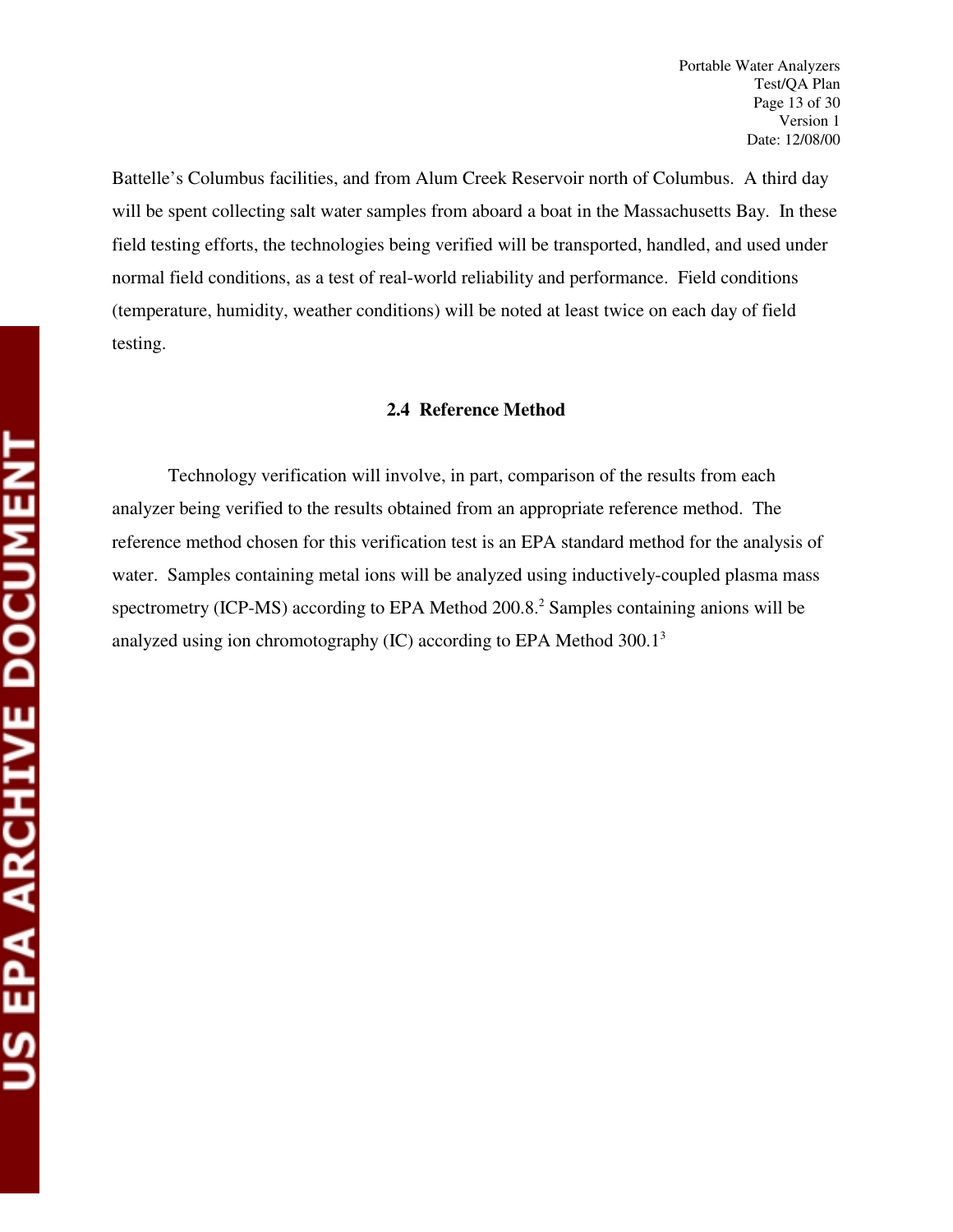Battelle's Columbus facilities, and from Alum Creek Reservoir north of Columbus. A third day will be spent collecting salt water samples from aboard a boat in the Massachusetts Bay. In these field testing efforts, the technologies being verified will be transported, handled, and used under normal field conditions, as a test of real-world reliability and performance. Field conditions (temperature, humidity, weather conditions) will be noted at least twice on each day of field testing.

### 2.4 Reference Method

Technology verification will involve, in part, comparison of the results from each analyzer being verified to the results obtained from an appropriate reference method. The reference method chosen for this verification test is an EPA standard method for the analysis of water. Samples containing metal ions will be analyzed using inductively-coupled plasma mass spectrometry (ICP-MS) according to EPA Method 200.8.[2] Samples containing anions will be analyzed using ion chromotography (IC) according to EPA Method 300.1[3]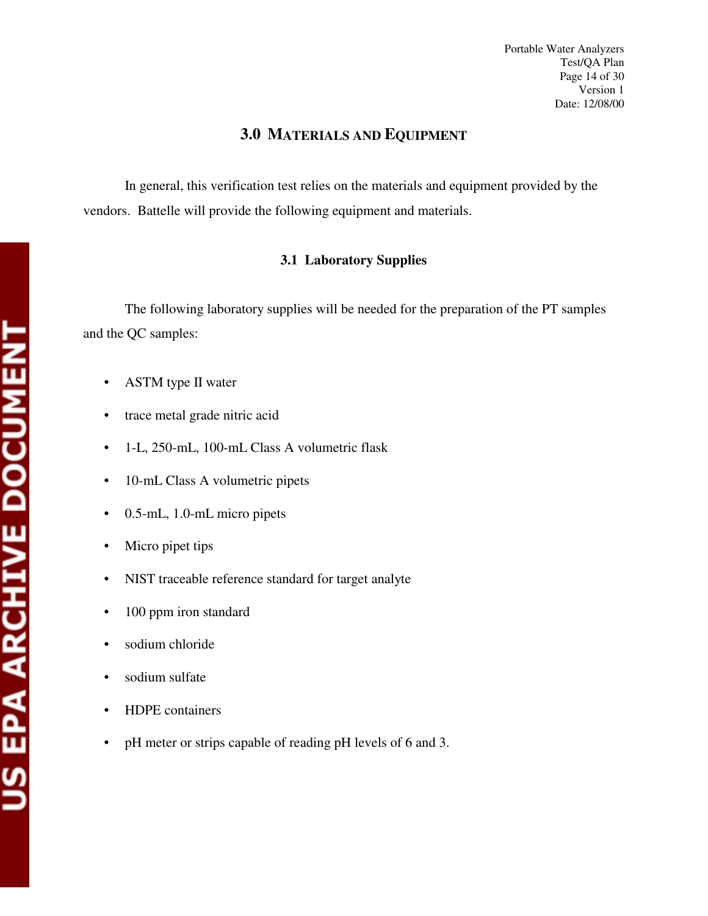## 3.0 MATERIALS AND EQUIPMENT

In general, this verification test relies on the materials and equipment provided by the vendors. Battelle will provide the following equipment and materials.

### 3.1 Laboratory Supplies

The following laboratory supplies will be needed for the preparation of the PT samples and the QC samples:

- ASTM type II water
- trace metal grade nitric acid
- 1-L, 250-mL, 100-mL Class A volumetric flask
- 10-mL Class A volumetric pipets
- 0.5-mL, 1.0-mL micro pipets
- Micro pipet tips
- NIST traceable reference standard for target analyte
- 100 ppm iron standard
- sodium chloride
- sodium sulfate
- HDPE containers
- pH meter or strips capable of reading pH levels of 6 and 3.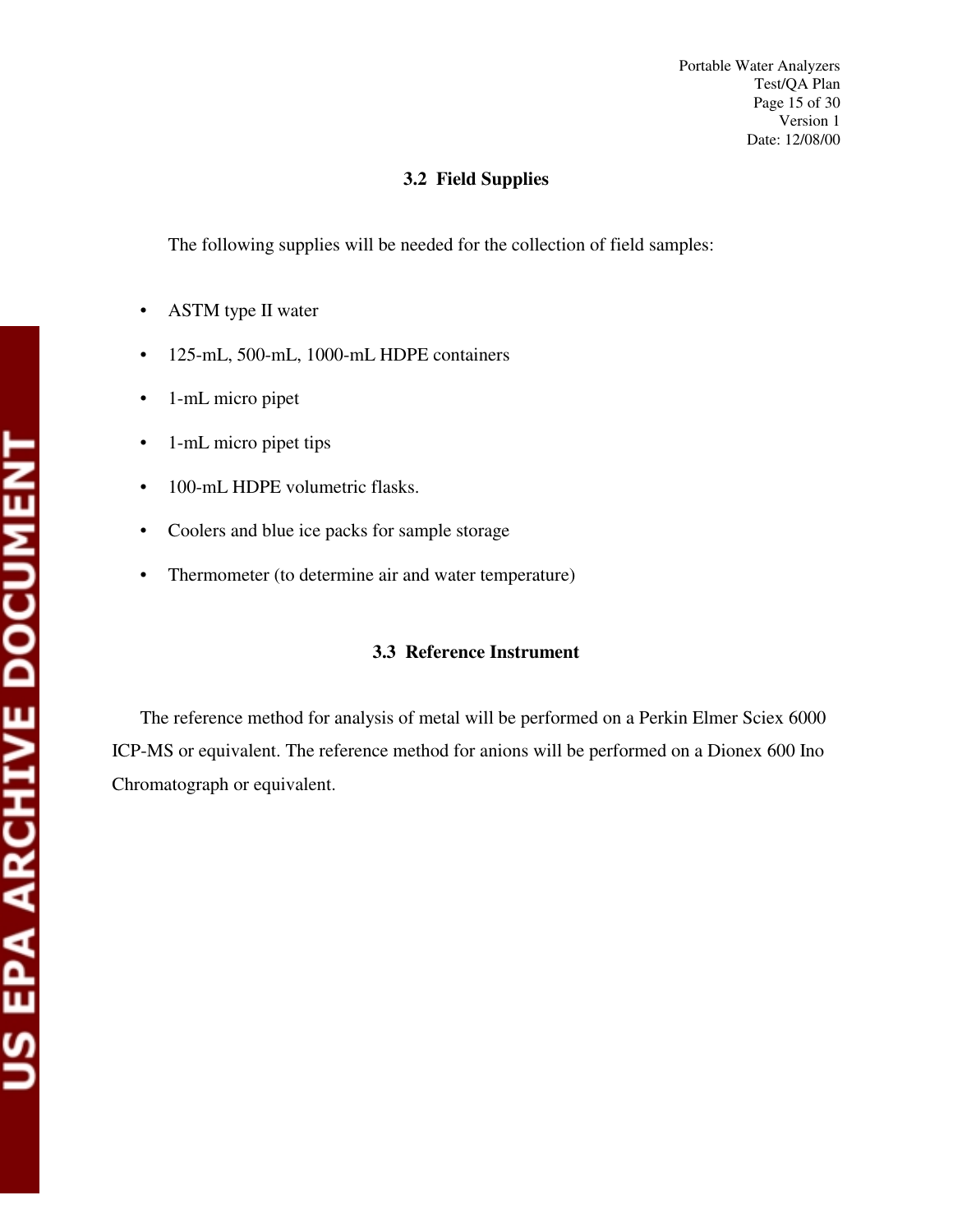### 3.2 Field Supplies

The following supplies will be needed for the collection of field samples:

- ASTM type II water
- 125-mL, 500-mL, 1000-mL HDPE containers
- 1-mL micro pipet
- 1-mL micro pipet tips
- 100-mL HDPE volumetric flasks.
- Coolers and blue ice packs for sample storage
- Thermometer (to determine air and water temperature)

### 3.3 Reference Instrument

The reference method for analysis of metal will be performed on a Perkin Elmer Sciex 6000 ICP-MS or equivalent. The reference method for anions will be performed on a Dionex 600 Ino Chromatograph or equivalent.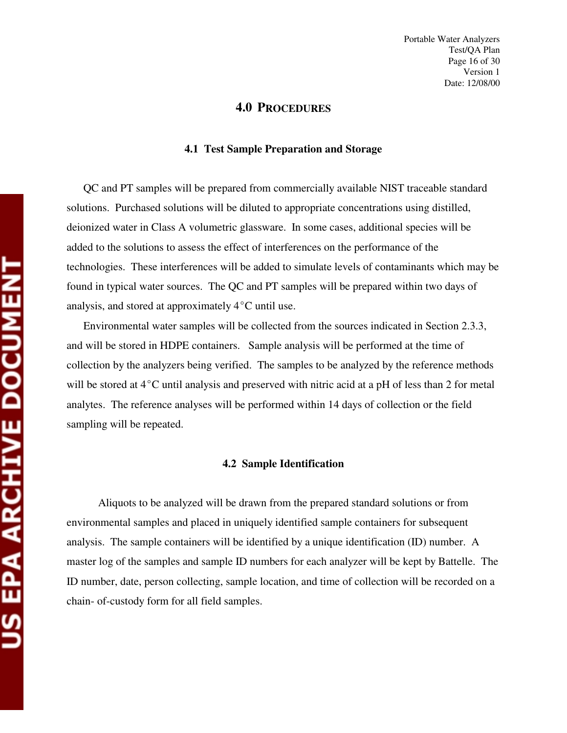# 4.0 PROCEDURES

## 4.1 Test Sample Preparation and Storage

QC and PT samples will be prepared from commercially available NIST traceable standard solutions. Purchased solutions will be diluted to appropriate concentrations using distilled, deionized water in Class A volumetric glassware. In some cases, additional species will be added to the solutions to assess the effect of interferences on the performance of the technologies. These interferences will be added to simulate levels of contaminants which may be found in typical water sources. The QC and PT samples will be prepared within two days of analysis, and stored at approximately 4°C until use.

Environmental water samples will be collected from the sources indicated in Section 2.3.3, and will be stored in HDPE containers. Sample analysis will be performed at the time of collection by the analyzers being verified. The samples to be analyzed by the reference methods will be stored at 4°C until analysis and preserved with nitric acid at a pH of less than 2 for metal analytes. The reference analyses will be performed within 14 days of collection or the field sampling will be repeated.

## 4.2 Sample Identification

Aliquots to be analyzed will be drawn from the prepared standard solutions or from environmental samples and placed in uniquely identified sample containers for subsequent analysis. The sample containers will be identified by a unique identification (ID) number. A master log of the samples and sample ID numbers for each analyzer will be kept by Battelle. The ID number, date, person collecting, sample location, and time of collection will be recorded on a chain- of-custody form for all field samples.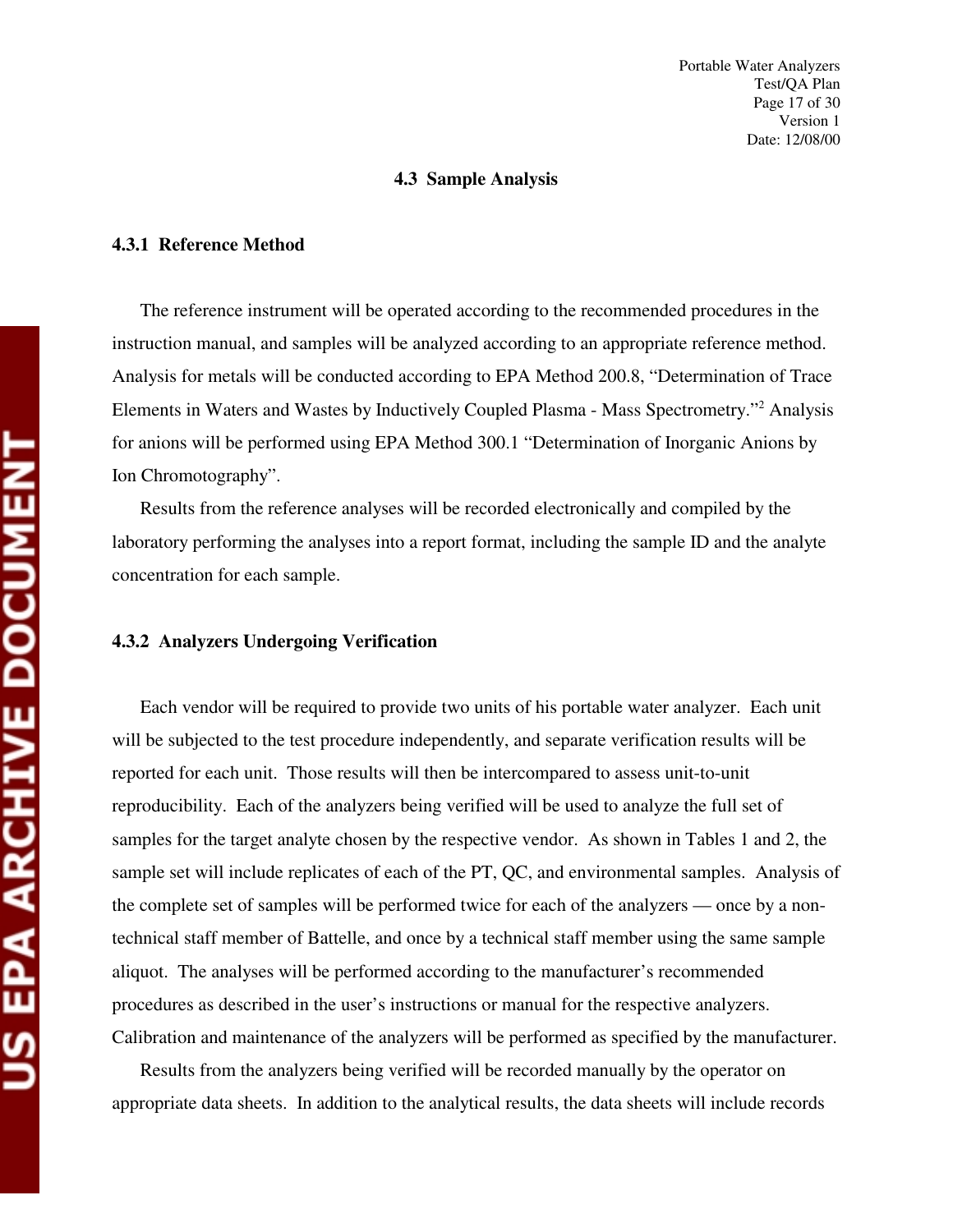### 4.3 Sample Analysis

#### 4.3.1 Reference Method

The reference instrument will be operated according to the recommended procedures in the instruction manual, and samples will be analyzed according to an appropriate reference method. Analysis for metals will be conducted according to EPA Method 200.8, "Determination of Trace Elements in Waters and Wastes by Inductively Coupled Plasma - Mass Spectrometry."[2] Analysis for anions will be performed using EPA Method 300.1 "Determination of Inorganic Anions by Ion Chromotography".

Results from the reference analyses will be recorded electronically and compiled by the laboratory performing the analyses into a report format, including the sample ID and the analyte concentration for each sample.

#### 4.3.2 Analyzers Undergoing Verification

Each vendor will be required to provide two units of his portable water analyzer. Each unit will be subjected to the test procedure independently, and separate verification results will be reported for each unit. Those results will then be intercompared to assess unit-to-unit reproducibility. Each of the analyzers being verified will be used to analyze the full set of samples for the target analyte chosen by the respective vendor. As shown in Tables 1 and 2, the sample set will include replicates of each of the PT, QC, and environmental samples. Analysis of the complete set of samples will be performed twice for each of the analyzers — once by a non-technical staff member of Battelle, and once by a technical staff member using the same sample aliquot. The analyses will be performed according to the manufacturer's recommended procedures as described in the user's instructions or manual for the respective analyzers. Calibration and maintenance of the analyzers will be performed as specified by the manufacturer.

Results from the analyzers being verified will be recorded manually by the operator on appropriate data sheets. In addition to the analytical results, the data sheets will include records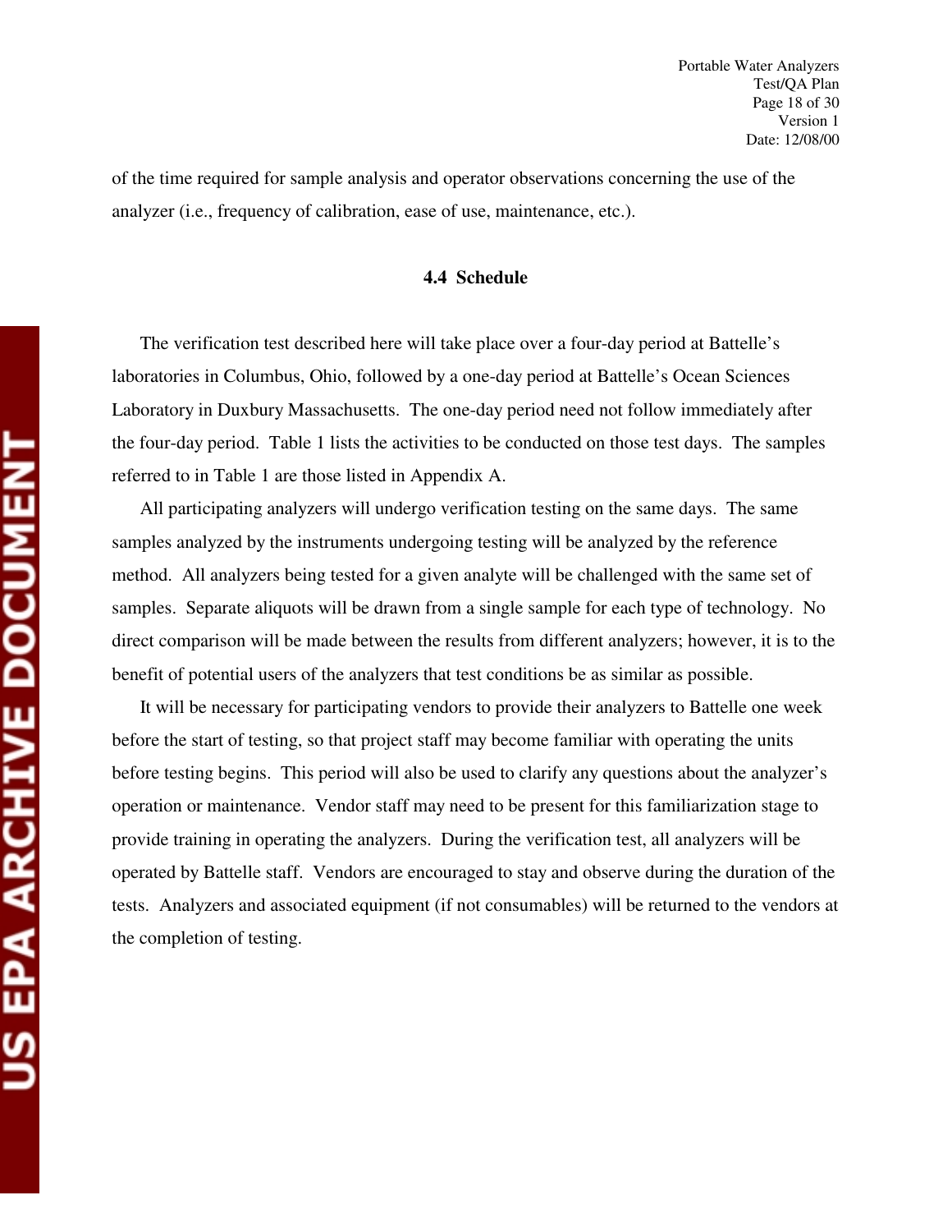of the time required for sample analysis and operator observations concerning the use of the analyzer (i.e., frequency of calibration, ease of use, maintenance, etc.).

### 4.4 Schedule

The verification test described here will take place over a four-day period at Battelle's laboratories in Columbus, Ohio, followed by a one-day period at Battelle's Ocean Sciences Laboratory in Duxbury Massachusetts. The one-day period need not follow immediately after the four-day period. Table 1 lists the activities to be conducted on those test days. The samples referred to in Table 1 are those listed in Appendix A.

All participating analyzers will undergo verification testing on the same days. The same samples analyzed by the instruments undergoing testing will be analyzed by the reference method. All analyzers being tested for a given analyte will be challenged with the same set of samples. Separate aliquots will be drawn from a single sample for each type of technology. No direct comparison will be made between the results from different analyzers; however, it is to the benefit of potential users of the analyzers that test conditions be as similar as possible.

It will be necessary for participating vendors to provide their analyzers to Battelle one week before the start of testing, so that project staff may become familiar with operating the units before testing begins. This period will also be used to clarify any questions about the analyzer's operation or maintenance. Vendor staff may need to be present for this familiarization stage to provide training in operating the analyzers. During the verification test, all analyzers will be operated by Battelle staff. Vendors are encouraged to stay and observe during the duration of the tests. Analyzers and associated equipment (if not consumables) will be returned to the vendors at the completion of testing.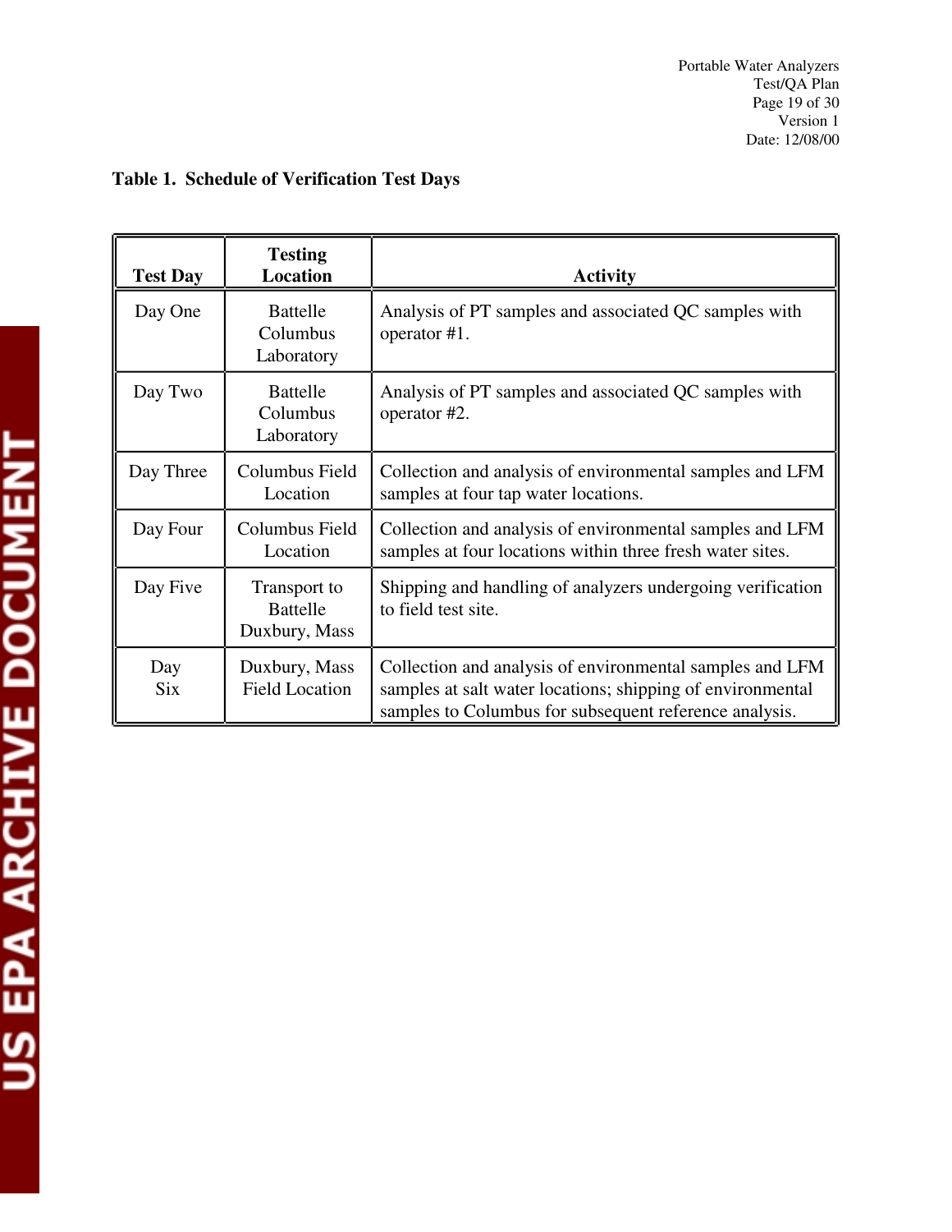**Table 1. Schedule of Verification Test Days**

| Test Day | Testing Location | Activity |
|---|---|---|
| Day One | Battelle Columbus Laboratory | Analysis of PT samples and associated QC samples with operator #1. |
| Day Two | Battelle Columbus Laboratory | Analysis of PT samples and associated QC samples with operator #2. |
| Day Three | Columbus Field Location | Collection and analysis of environmental samples and LFM samples at four tap water locations. |
| Day Four | Columbus Field Location | Collection and analysis of environmental samples and LFM samples at four locations within three fresh water sites. |
| Day Five | Transport to Battelle Duxbury, Mass | Shipping and handling of analyzers undergoing verification to field test site. |
| Day Six | Duxbury, Mass Field Location | Collection and analysis of environmental samples and LFM samples at salt water locations; shipping of environmental samples to Columbus for subsequent reference analysis. |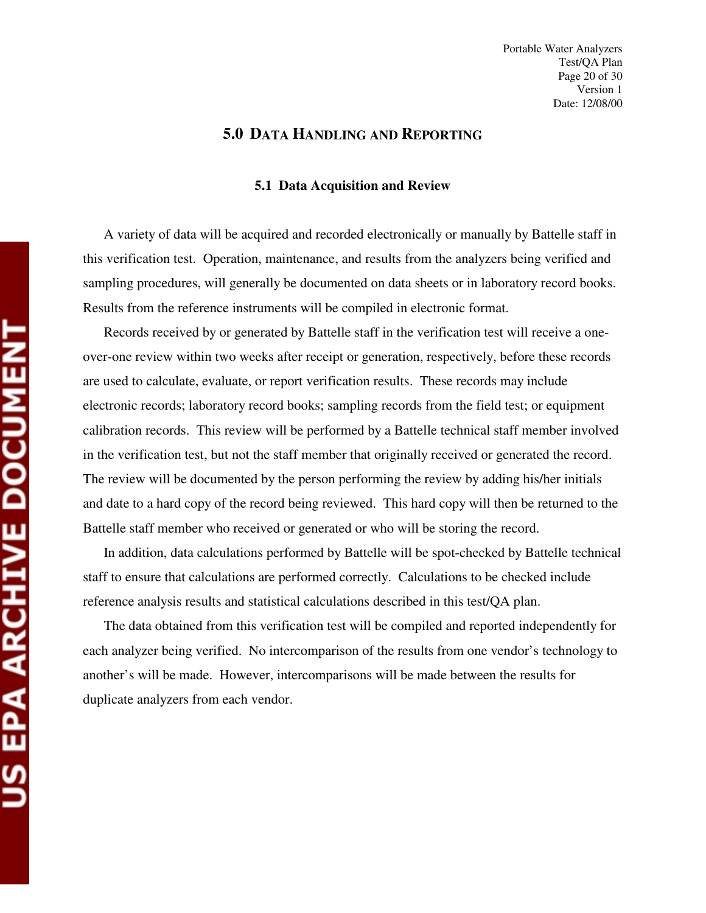# 5.0 DATA HANDLING AND REPORTING

## 5.1 Data Acquisition and Review

A variety of data will be acquired and recorded electronically or manually by Battelle staff in this verification test. Operation, maintenance, and results from the analyzers being verified and sampling procedures, will generally be documented on data sheets or in laboratory record books. Results from the reference instruments will be compiled in electronic format.

Records received by or generated by Battelle staff in the verification test will receive a one-over-one review within two weeks after receipt or generation, respectively, before these records are used to calculate, evaluate, or report verification results. These records may include electronic records; laboratory record books; sampling records from the field test; or equipment calibration records. This review will be performed by a Battelle technical staff member involved in the verification test, but not the staff member that originally received or generated the record. The review will be documented by the person performing the review by adding his/her initials and date to a hard copy of the record being reviewed. This hard copy will then be returned to the Battelle staff member who received or generated or who will be storing the record.

In addition, data calculations performed by Battelle will be spot-checked by Battelle technical staff to ensure that calculations are performed correctly. Calculations to be checked include reference analysis results and statistical calculations described in this test/QA plan.

The data obtained from this verification test will be compiled and reported independently for each analyzer being verified. No intercomparison of the results from one vendor's technology to another's will be made. However, intercomparisons will be made between the results for duplicate analyzers from each vendor.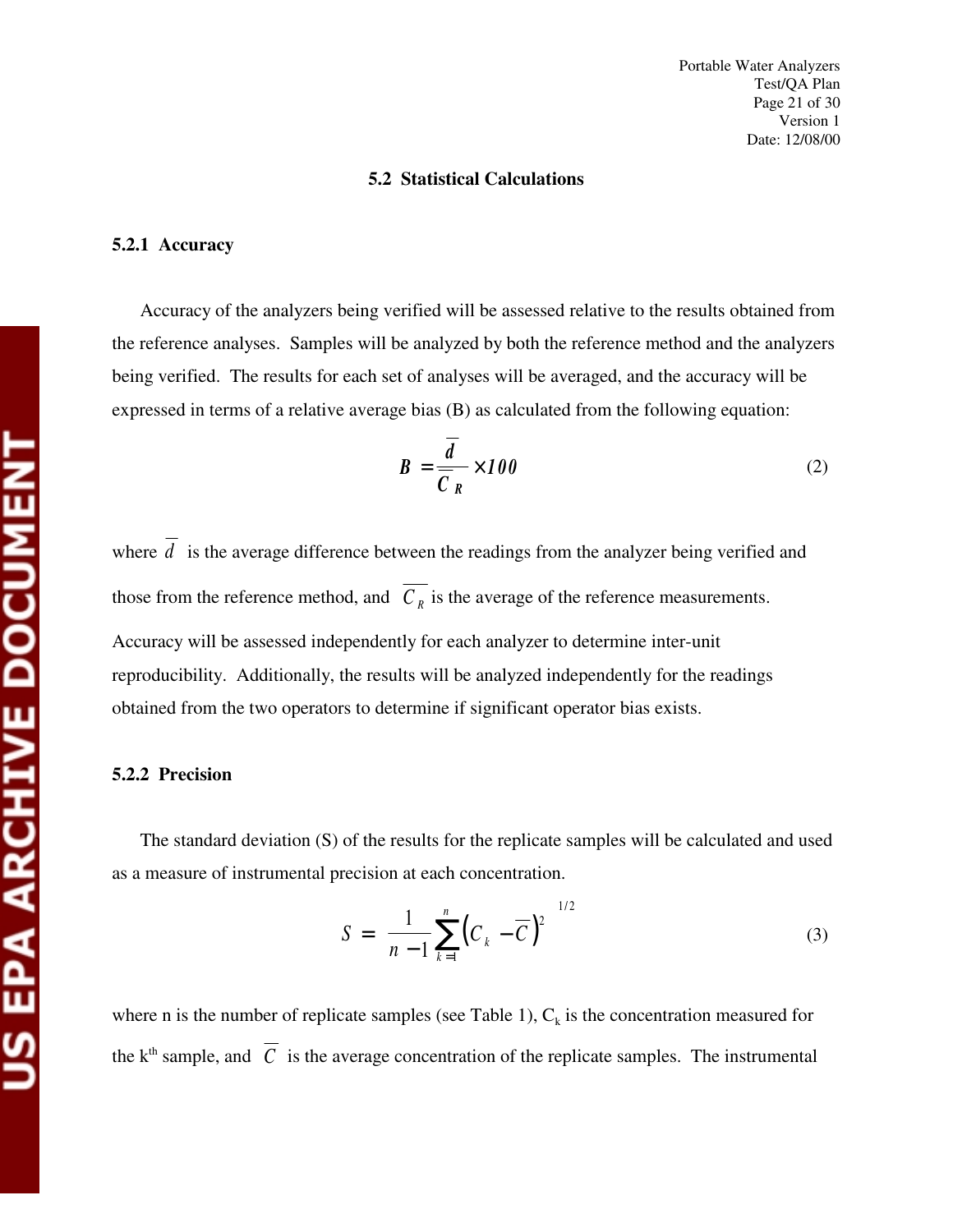## 5.2 Statistical Calculations

### 5.2.1 Accuracy

Accuracy of the analyzers being verified will be assessed relative to the results obtained from the reference analyses. Samples will be analyzed by both the reference method and the analyzers being verified. The results for each set of analyses will be averaged, and the accuracy will be expressed in terms of a relative average bias (B) as calculated from the following equation:

$$B = \frac{\overline{d}}{\overline{C}_R} \times 100 \tag{2}$$

where $\overline{d}$ is the average difference between the readings from the analyzer being verified and those from the reference method, and $\overline{C_R}$ is the average of the reference measurements. Accuracy will be assessed independently for each analyzer to determine inter-unit reproducibility. Additionally, the results will be analyzed independently for the readings obtained from the two operators to determine if significant operator bias exists.

### 5.2.2 Precision

The standard deviation (S) of the results for the replicate samples will be calculated and used as a measure of instrumental precision at each concentration.

$$S = \left[ \frac{1}{n-1} \sum_{k=1}^{n} \left( C_k - \overline{C} \right)^2 \right]^{1/2} \tag{3}$$

where n is the number of replicate samples (see Table 1), $C_k$ is the concentration measured for the $k^{th}$ sample, and $\overline{C}$ is the average concentration of the replicate samples. The instrumental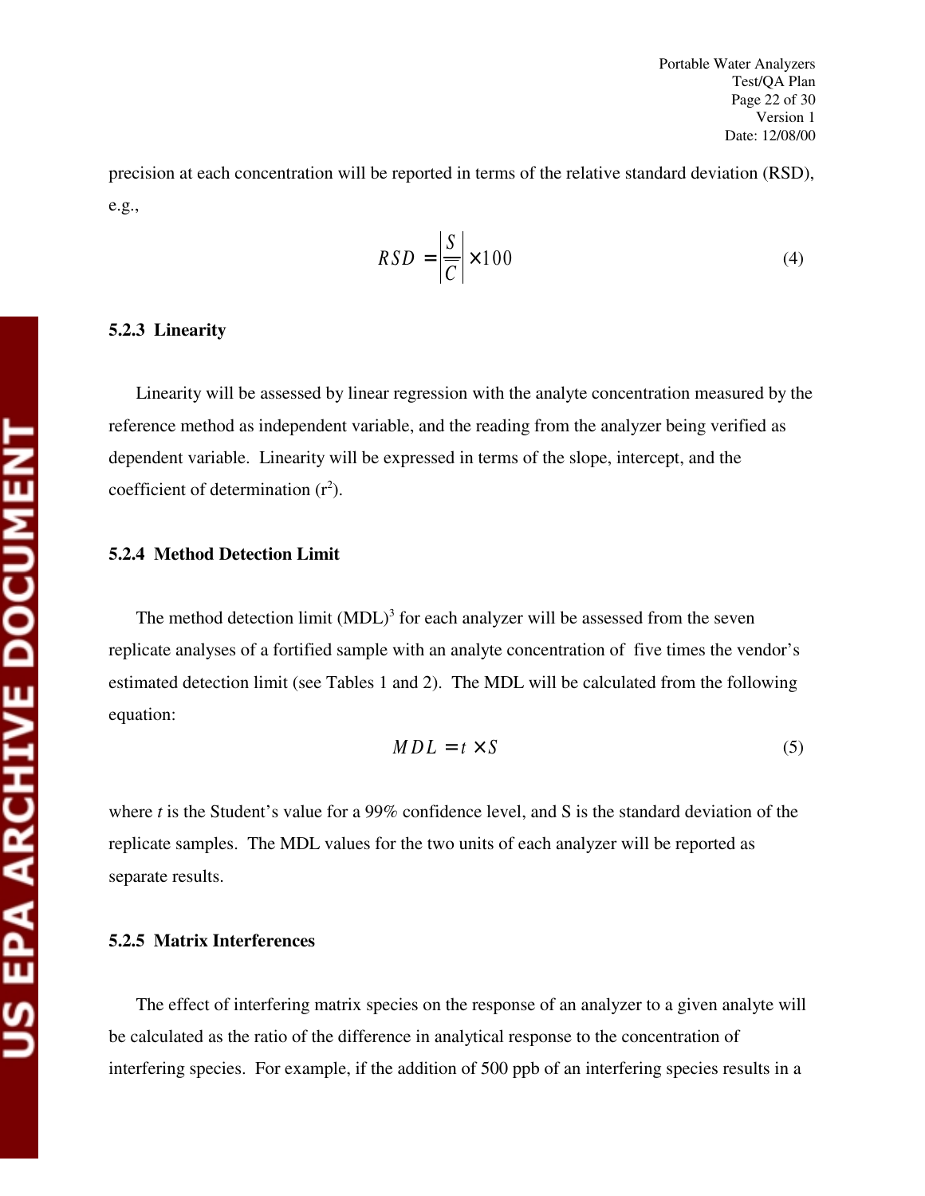precision at each concentration will be reported in terms of the relative standard deviation (RSD), e.g.,

$$RSD = \left| \frac{S}{\overline{C}} \right| \times 100 \tag{4}$$

### 5.2.3 Linearity

Linearity will be assessed by linear regression with the analyte concentration measured by the reference method as independent variable, and the reading from the analyzer being verified as dependent variable. Linearity will be expressed in terms of the slope, intercept, and the coefficient of determination ($r^2$).

### 5.2.4 Method Detection Limit

The method detection limit (MDL)[3] for each analyzer will be assessed from the seven replicate analyses of a fortified sample with an analyte concentration of five times the vendor's estimated detection limit (see Tables 1 and 2). The MDL will be calculated from the following equation:

$$MDL = t \times S \tag{5}$$

where *t* is the Student's value for a 99% confidence level, and S is the standard deviation of the replicate samples. The MDL values for the two units of each analyzer will be reported as separate results.

### 5.2.5 Matrix Interferences

The effect of interfering matrix species on the response of an analyzer to a given analyte will be calculated as the ratio of the difference in analytical response to the concentration of interfering species. For example, if the addition of 500 ppb of an interfering species results in a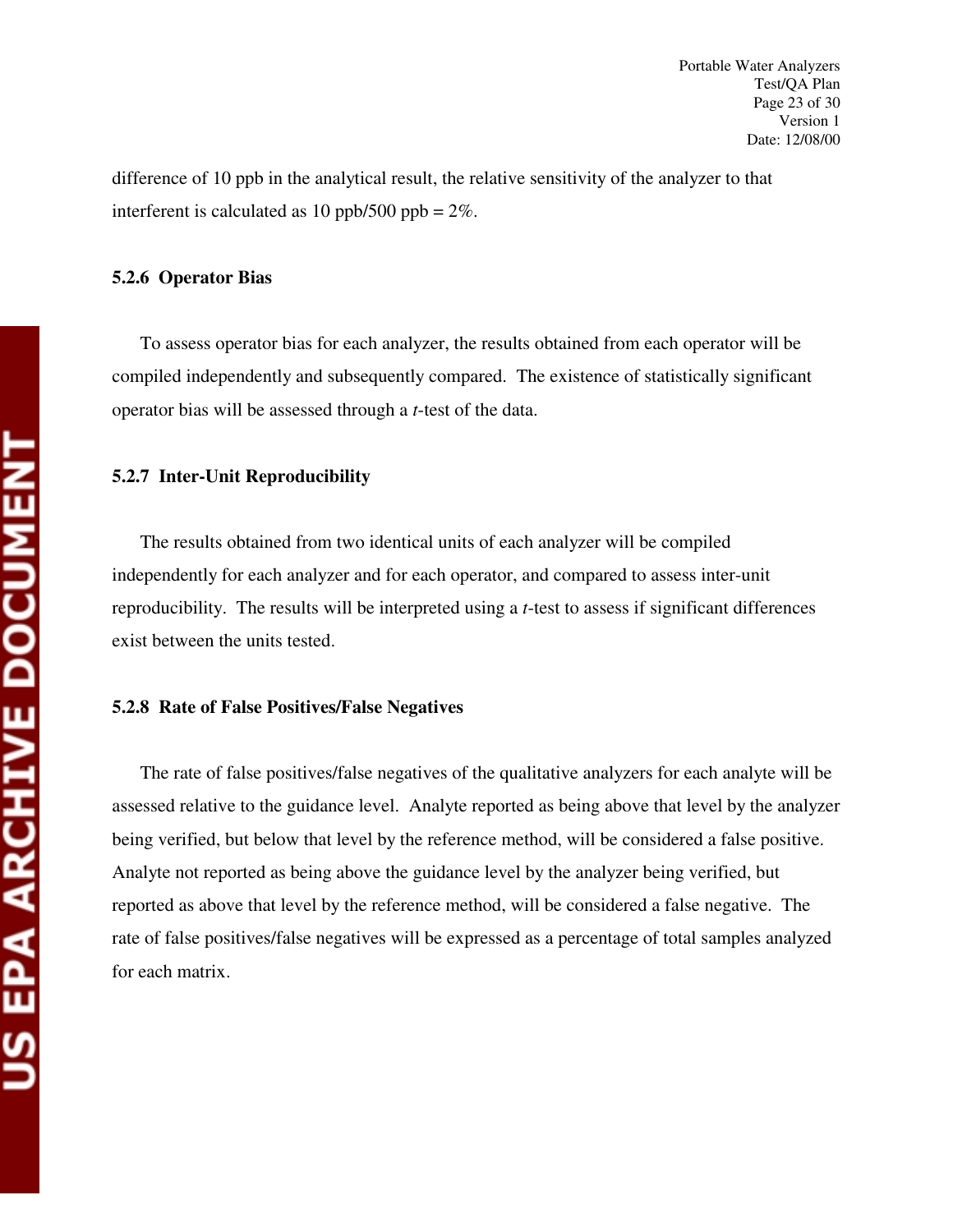difference of 10 ppb in the analytical result, the relative sensitivity of the analyzer to that interferent is calculated as 10 ppb/500 ppb = 2%.

### 5.2.6 Operator Bias

To assess operator bias for each analyzer, the results obtained from each operator will be compiled independently and subsequently compared. The existence of statistically significant operator bias will be assessed through a *t*-test of the data.

### 5.2.7 Inter-Unit Reproducibility

The results obtained from two identical units of each analyzer will be compiled independently for each analyzer and for each operator, and compared to assess inter-unit reproducibility. The results will be interpreted using a *t*-test to assess if significant differences exist between the units tested.

### 5.2.8 Rate of False Positives/False Negatives

The rate of false positives/false negatives of the qualitative analyzers for each analyte will be assessed relative to the guidance level. Analyte reported as being above that level by the analyzer being verified, but below that level by the reference method, will be considered a false positive. Analyte not reported as being above the guidance level by the analyzer being verified, but reported as above that level by the reference method, will be considered a false negative. The rate of false positives/false negatives will be expressed as a percentage of total samples analyzed for each matrix.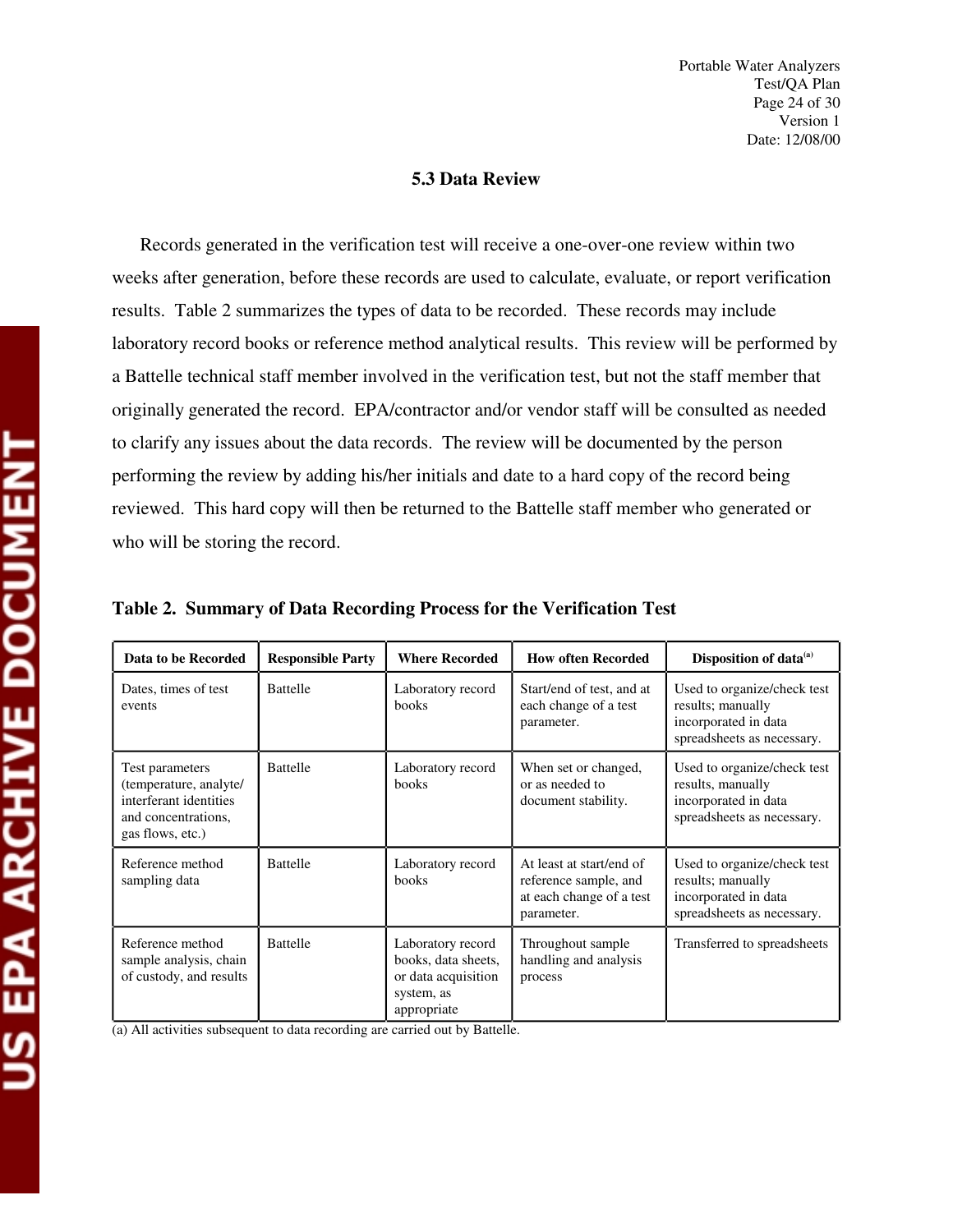### 5.3 Data Review

Records generated in the verification test will receive a one-over-one review within two weeks after generation, before these records are used to calculate, evaluate, or report verification results. Table 2 summarizes the types of data to be recorded. These records may include laboratory record books or reference method analytical results. This review will be performed by a Battelle technical staff member involved in the verification test, but not the staff member that originally generated the record. EPA/contractor and/or vendor staff will be consulted as needed to clarify any issues about the data records. The review will be documented by the person performing the review by adding his/her initials and date to a hard copy of the record being reviewed. This hard copy will then be returned to the Battelle staff member who generated or who will be storing the record.

**Table 2. Summary of Data Recording Process for the Verification Test**

| Data to be Recorded | Responsible Party | Where Recorded | How often Recorded | Disposition of data[(a)] |
|---|---|---|---|---|
| Dates, times of test events | Battelle | Laboratory record books | Start/end of test, and at each change of a test parameter. | Used to organize/check test results; manually incorporated in data spreadsheets as necessary. |
| Test parameters (temperature, analyte/interferant identities and concentrations, gas flows, etc.) | Battelle | Laboratory record books | When set or changed, or as needed to document stability. | Used to organize/check test results, manually incorporated in data spreadsheets as necessary. |
| Reference method sampling data | Battelle | Laboratory record books | At least at start/end of reference sample, and at each change of a test parameter. | Used to organize/check test results; manually incorporated in data spreadsheets as necessary. |
| Reference method sample analysis, chain of custody, and results | Battelle | Laboratory record books, data sheets, or data acquisition system, as appropriate | Throughout sample handling and analysis process | Transferred to spreadsheets |

(a) All activities subsequent to data recording are carried out by Battelle.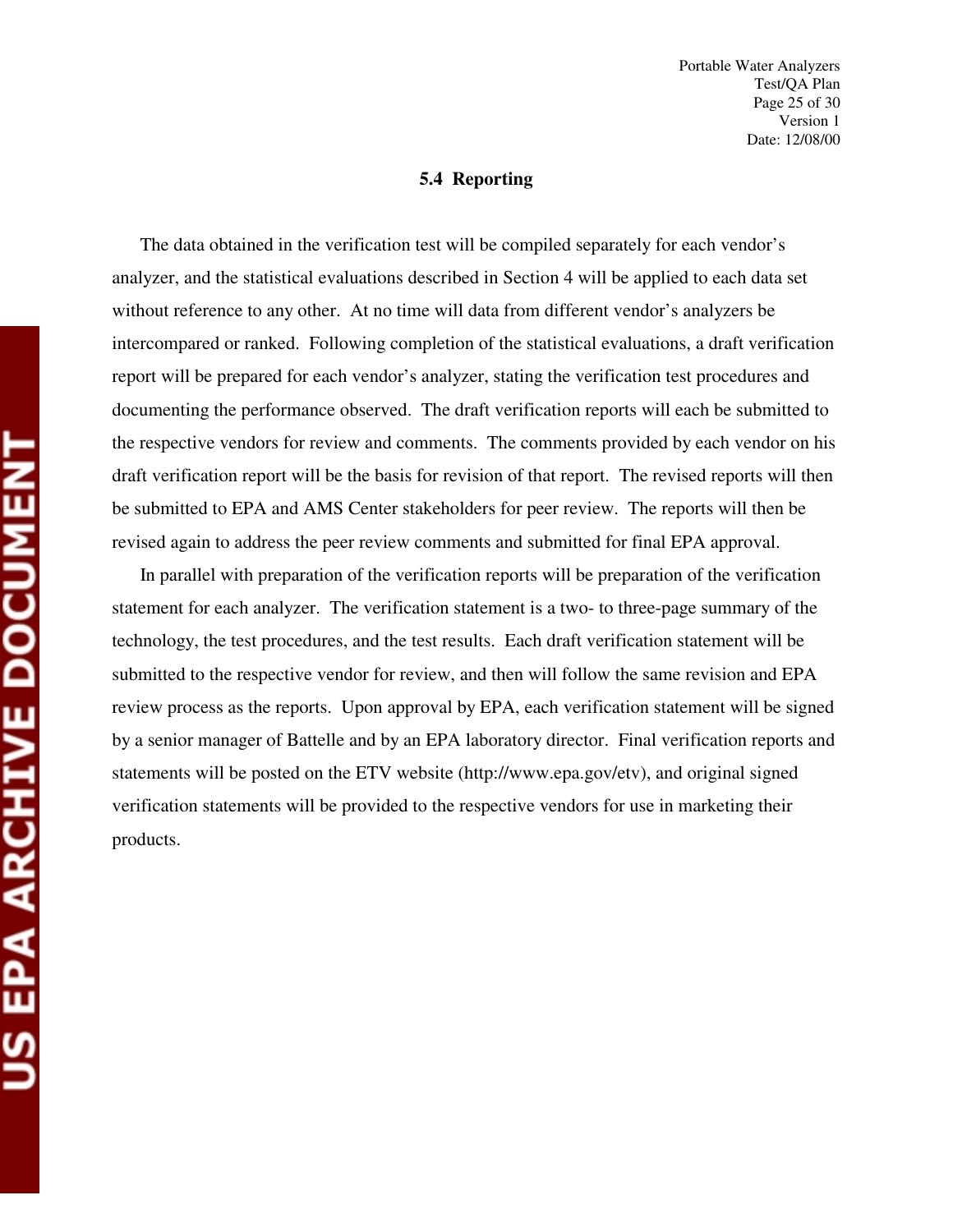### 5.4 Reporting

The data obtained in the verification test will be compiled separately for each vendor's analyzer, and the statistical evaluations described in Section 4 will be applied to each data set without reference to any other. At no time will data from different vendor's analyzers be intercompared or ranked. Following completion of the statistical evaluations, a draft verification report will be prepared for each vendor's analyzer, stating the verification test procedures and documenting the performance observed. The draft verification reports will each be submitted to the respective vendors for review and comments. The comments provided by each vendor on his draft verification report will be the basis for revision of that report. The revised reports will then be submitted to EPA and AMS Center stakeholders for peer review. The reports will then be revised again to address the peer review comments and submitted for final EPA approval.

In parallel with preparation of the verification reports will be preparation of the verification statement for each analyzer. The verification statement is a two- to three-page summary of the technology, the test procedures, and the test results. Each draft verification statement will be submitted to the respective vendor for review, and then will follow the same revision and EPA review process as the reports. Upon approval by EPA, each verification statement will be signed by a senior manager of Battelle and by an EPA laboratory director. Final verification reports and statements will be posted on the ETV website (http://www.epa.gov/etv), and original signed verification statements will be provided to the respective vendors for use in marketing their products.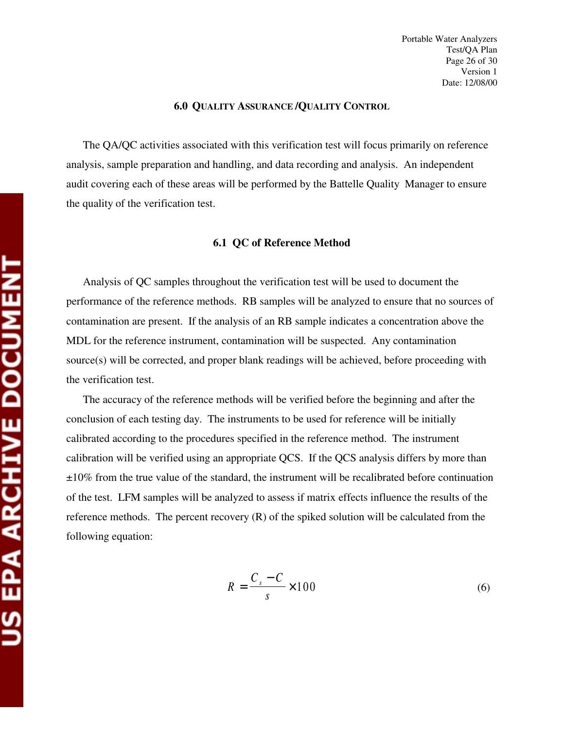## 6.0 Quality Assurance/Quality Control

The QA/QC activities associated with this verification test will focus primarily on reference analysis, sample preparation and handling, and data recording and analysis. An independent audit covering each of these areas will be performed by the Battelle Quality Manager to ensure the quality of the verification test.

### 6.1 QC of Reference Method

Analysis of QC samples throughout the verification test will be used to document the performance of the reference methods. RB samples will be analyzed to ensure that no sources of contamination are present. If the analysis of an RB sample indicates a concentration above the MDL for the reference instrument, contamination will be suspected. Any contamination source(s) will be corrected, and proper blank readings will be achieved, before proceeding with the verification test.

The accuracy of the reference methods will be verified before the beginning and after the conclusion of each testing day. The instruments to be used for reference will be initially calibrated according to the procedures specified in the reference method. The instrument calibration will be verified using an appropriate QCS. If the QCS analysis differs by more than ±10% from the true value of the standard, the instrument will be recalibrated before continuation of the test. LFM samples will be analyzed to assess if matrix effects influence the results of the reference methods. The percent recovery (R) of the spiked solution will be calculated from the following equation:

$$R = \frac{C_s - C}{s} \times 100 \tag{6}$$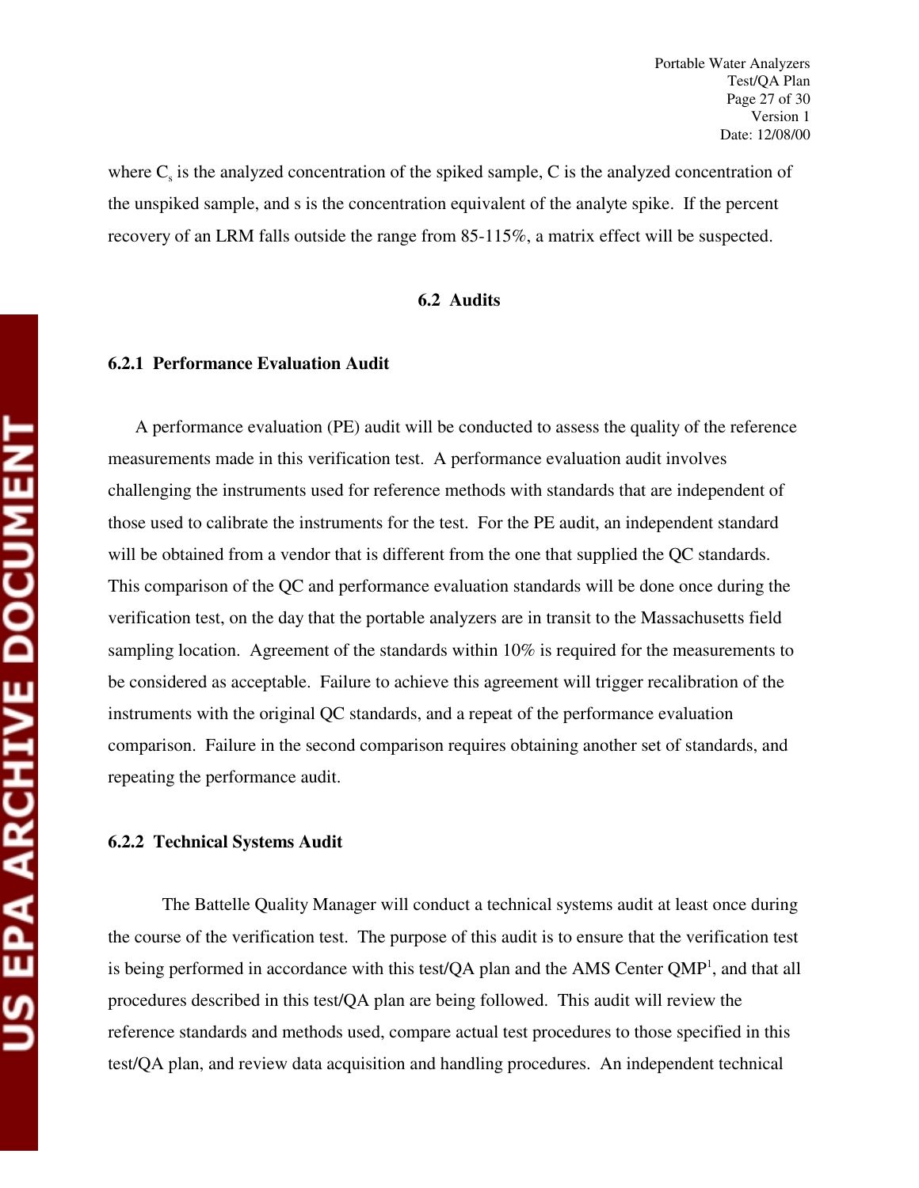where $C_s$ is the analyzed concentration of the spiked sample, C is the analyzed concentration of the unspiked sample, and s is the concentration equivalent of the analyte spike. If the percent recovery of an LRM falls outside the range from 85-115%, a matrix effect will be suspected.

## 6.2 Audits

### 6.2.1 Performance Evaluation Audit

A performance evaluation (PE) audit will be conducted to assess the quality of the reference measurements made in this verification test. A performance evaluation audit involves challenging the instruments used for reference methods with standards that are independent of those used to calibrate the instruments for the test. For the PE audit, an independent standard will be obtained from a vendor that is different from the one that supplied the QC standards. This comparison of the QC and performance evaluation standards will be done once during the verification test, on the day that the portable analyzers are in transit to the Massachusetts field sampling location. Agreement of the standards within 10% is required for the measurements to be considered as acceptable. Failure to achieve this agreement will trigger recalibration of the instruments with the original QC standards, and a repeat of the performance evaluation comparison. Failure in the second comparison requires obtaining another set of standards, and repeating the performance audit.

### 6.2.2 Technical Systems Audit

The Battelle Quality Manager will conduct a technical systems audit at least once during the course of the verification test. The purpose of this audit is to ensure that the verification test is being performed in accordance with this test/QA plan and the AMS Center QMP[1], and that all procedures described in this test/QA plan are being followed. This audit will review the reference standards and methods used, compare actual test procedures to those specified in this test/QA plan, and review data acquisition and handling procedures. An independent technical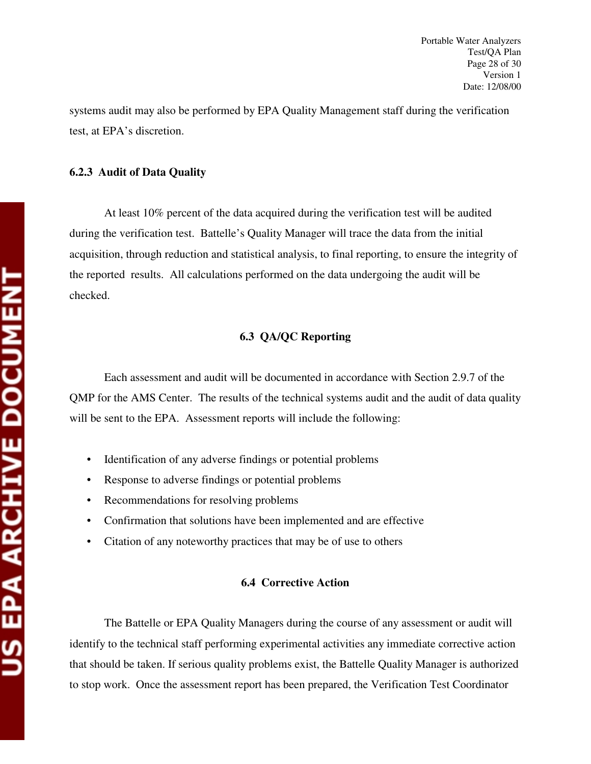systems audit may also be performed by EPA Quality Management staff during the verification test, at EPA's discretion.

### 6.2.3 Audit of Data Quality

At least 10% percent of the data acquired during the verification test will be audited during the verification test. Battelle's Quality Manager will trace the data from the initial acquisition, through reduction and statistical analysis, to final reporting, to ensure the integrity of the reported results. All calculations performed on the data undergoing the audit will be checked.

## 6.3 QA/QC Reporting

Each assessment and audit will be documented in accordance with Section 2.9.7 of the QMP for the AMS Center. The results of the technical systems audit and the audit of data quality will be sent to the EPA. Assessment reports will include the following:

- Identification of any adverse findings or potential problems
- Response to adverse findings or potential problems
- Recommendations for resolving problems
- Confirmation that solutions have been implemented and are effective
- Citation of any noteworthy practices that may be of use to others

## 6.4 Corrective Action

The Battelle or EPA Quality Managers during the course of any assessment or audit will identify to the technical staff performing experimental activities any immediate corrective action that should be taken. If serious quality problems exist, the Battelle Quality Manager is authorized to stop work. Once the assessment report has been prepared, the Verification Test Coordinator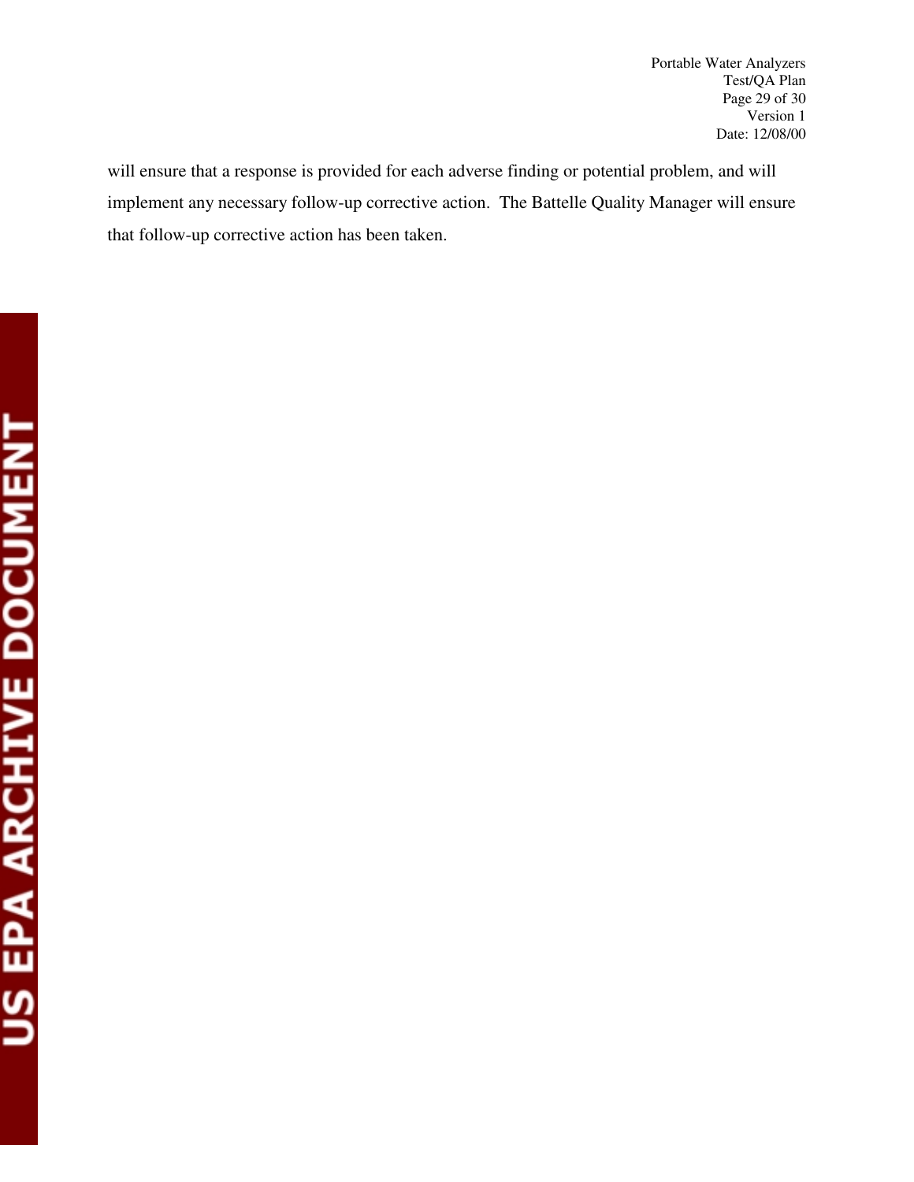will ensure that a response is provided for each adverse finding or potential problem, and will implement any necessary follow-up corrective action. The Battelle Quality Manager will ensure that follow-up corrective action has been taken.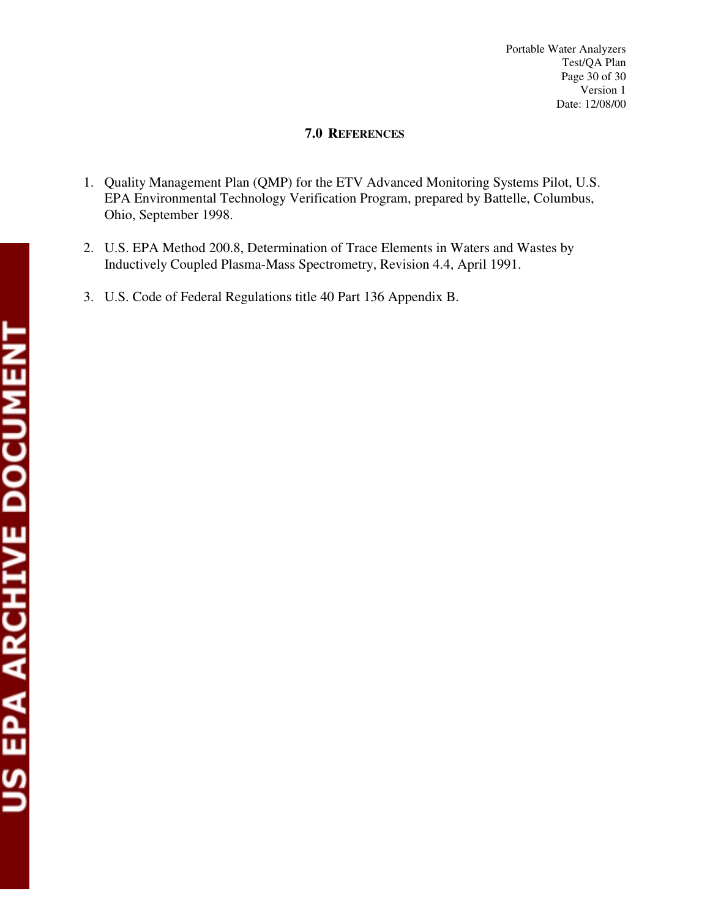## 7.0 REFERENCES

1. Quality Management Plan (QMP) for the ETV Advanced Monitoring Systems Pilot, U.S. EPA Environmental Technology Verification Program, prepared by Battelle, Columbus, Ohio, September 1998.

2. U.S. EPA Method 200.8, Determination of Trace Elements in Waters and Wastes by Inductively Coupled Plasma-Mass Spectrometry, Revision 4.4, April 1991.

3. U.S. Code of Federal Regulations title 40 Part 136 Appendix B.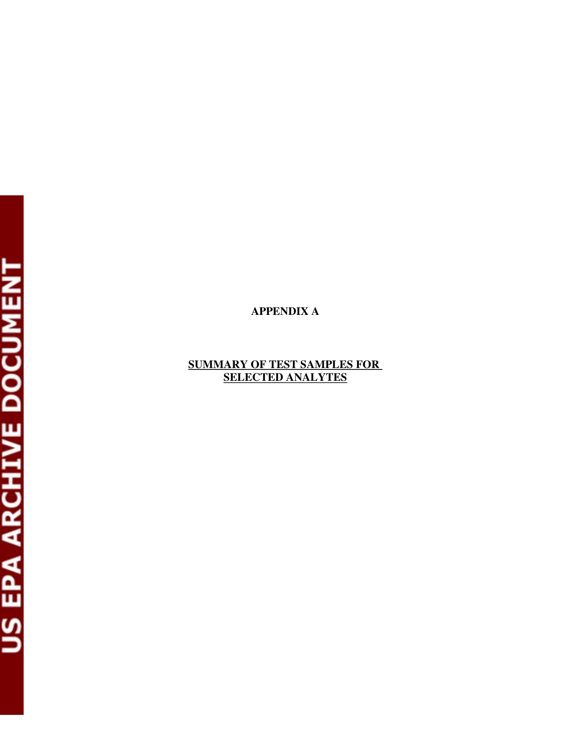# APPENDIX A

## SUMMARY OF TEST SAMPLES FOR SELECTED ANALYTES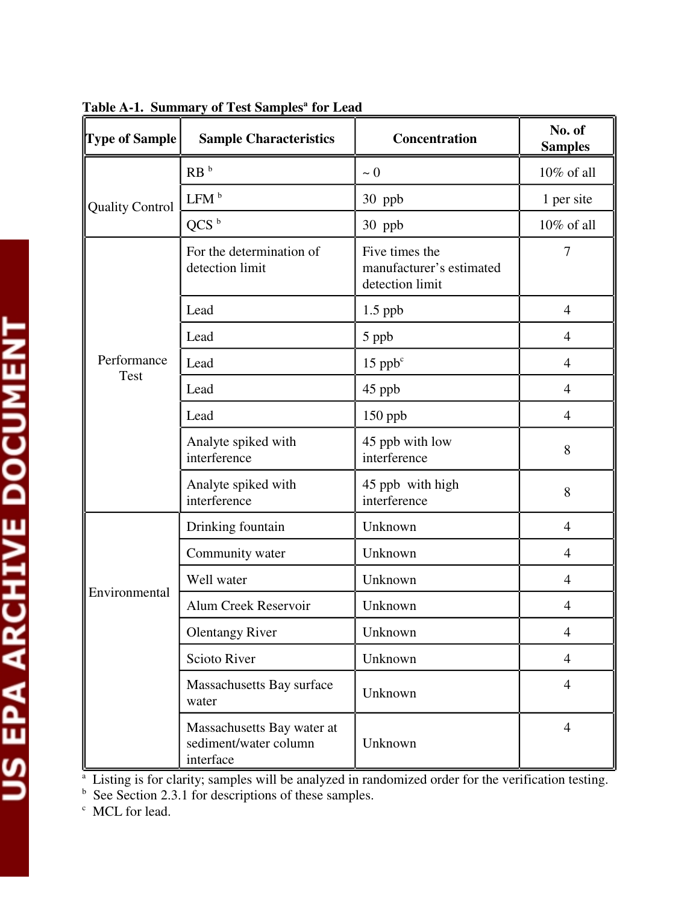**Table A-1. Summary of Test Samples[a] for Lead**

| Type of Sample | Sample Characteristics | Concentration | No. of Samples |
|---|---|---|---|
| Quality Control | RB [b] | ~ 0 | 10% of all |
| | LFM [b] | 30 ppb | 1 per site |
| | QCS [b] | 30 ppb | 10% of all |
| Performance Test | For the determination of detection limit | Five times the manufacturer's estimated detection limit | 7 |
| | Lead | 1.5 ppb | 4 |
| | Lead | 5 ppb | 4 |
| | Lead | 15 ppb[c] | 4 |
| | Lead | 45 ppb | 4 |
| | Lead | 150 ppb | 4 |
| | Analyte spiked with interference | 45 ppb with low interference | 8 |
| | Analyte spiked with interference | 45 ppb with high interference | 8 |
| Environmental | Drinking fountain | Unknown | 4 |
| | Community water | Unknown | 4 |
| | Well water | Unknown | 4 |
| | Alum Creek Reservoir | Unknown | 4 |
| | Olentangy River | Unknown | 4 |
| | Scioto River | Unknown | 4 |
| | Massachusetts Bay surface water | Unknown | 4 |
| | Massachusetts Bay water at sediment/water column interface | Unknown | 4 |

[a] Listing is for clarity; samples will be analyzed in randomized order for the verification testing.
[b] See Section 2.3.1 for descriptions of these samples.
[c] MCL for lead.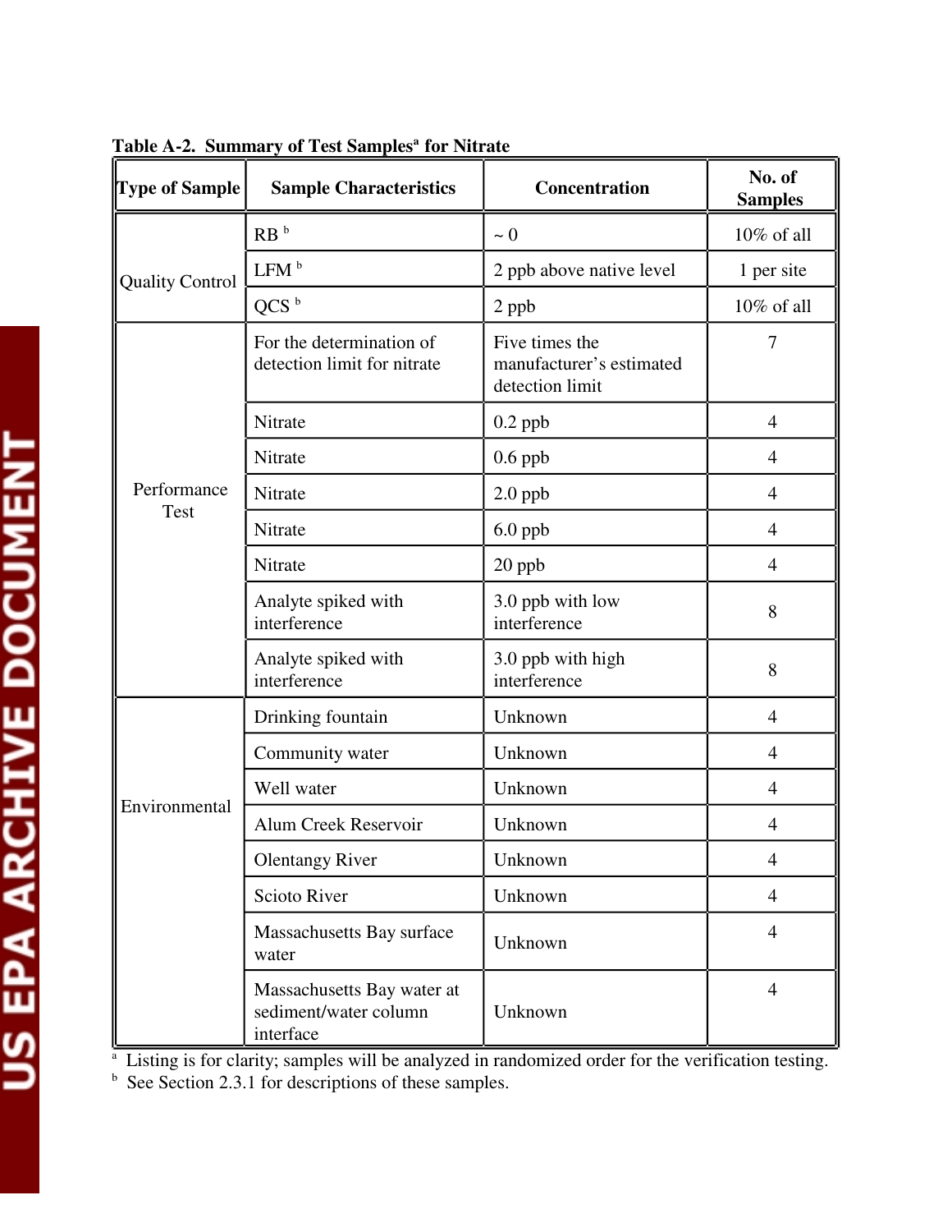**Table A-2. Summary of Test Samples[a] for Nitrate**

| Type of Sample | Sample Characteristics | Concentration | No. of Samples |
|---|---|---|---|
| Quality Control | RB [b] | ~ 0 | 10% of all |
| | LFM [b] | 2 ppb above native level | 1 per site |
| | QCS [b] | 2 ppb | 10% of all |
| Performance Test | For the determination of detection limit for nitrate | Five times the manufacturer's estimated detection limit | 7 |
| | Nitrate | 0.2 ppb | 4 |
| | Nitrate | 0.6 ppb | 4 |
| | Nitrate | 2.0 ppb | 4 |
| | Nitrate | 6.0 ppb | 4 |
| | Nitrate | 20 ppb | 4 |
| | Analyte spiked with interference | 3.0 ppb with low interference | 8 |
| | Analyte spiked with interference | 3.0 ppb with high interference | 8 |
| Environmental | Drinking fountain | Unknown | 4 |
| | Community water | Unknown | 4 |
| | Well water | Unknown | 4 |
| | Alum Creek Reservoir | Unknown | 4 |
| | Olentangy River | Unknown | 4 |
| | Scioto River | Unknown | 4 |
| | Massachusetts Bay surface water | Unknown | 4 |
| | Massachusetts Bay water at sediment/water column interface | Unknown | 4 |

[a] Listing is for clarity; samples will be analyzed in randomized order for the verification testing.
[b] See Section 2.3.1 for descriptions of these samples.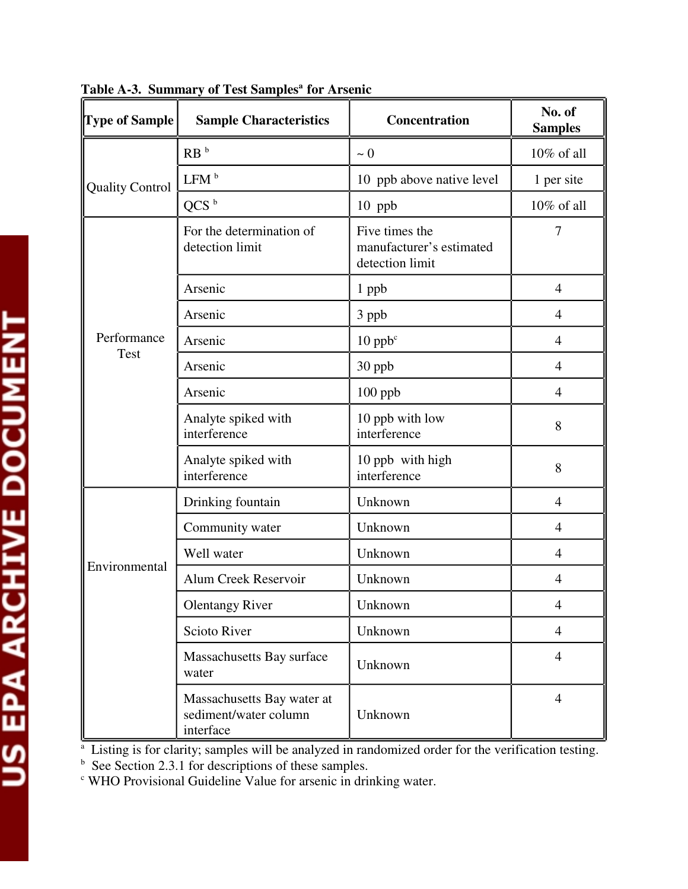**Table A-3. Summary of Test Samples[a] for Arsenic**

| Type of Sample | Sample Characteristics | Concentration | No. of Samples |
|---|---|---|---|
| Quality Control | RB [b] | ~ 0 | 10% of all |
| | LFM [b] | 10 ppb above native level | 1 per site |
| | QCS [b] | 10 ppb | 10% of all |
| Performance Test | For the determination of detection limit | Five times the manufacturer's estimated detection limit | 7 |
| | Arsenic | 1 ppb | 4 |
| | Arsenic | 3 ppb | 4 |
| | Arsenic | 10 ppb[c] | 4 |
| | Arsenic | 30 ppb | 4 |
| | Arsenic | 100 ppb | 4 |
| | Analyte spiked with interference | 10 ppb with low interference | 8 |
| | Analyte spiked with interference | 10 ppb with high interference | 8 |
| Environmental | Drinking fountain | Unknown | 4 |
| | Community water | Unknown | 4 |
| | Well water | Unknown | 4 |
| | Alum Creek Reservoir | Unknown | 4 |
| | Olentangy River | Unknown | 4 |
| | Scioto River | Unknown | 4 |
| | Massachusetts Bay surface water | Unknown | 4 |
| | Massachusetts Bay water at sediment/water column interface | Unknown | 4 |

[a] Listing is for clarity; samples will be analyzed in randomized order for the verification testing.
[b] See Section 2.3.1 for descriptions of these samples.
[c] WHO Provisional Guideline Value for arsenic in drinking water.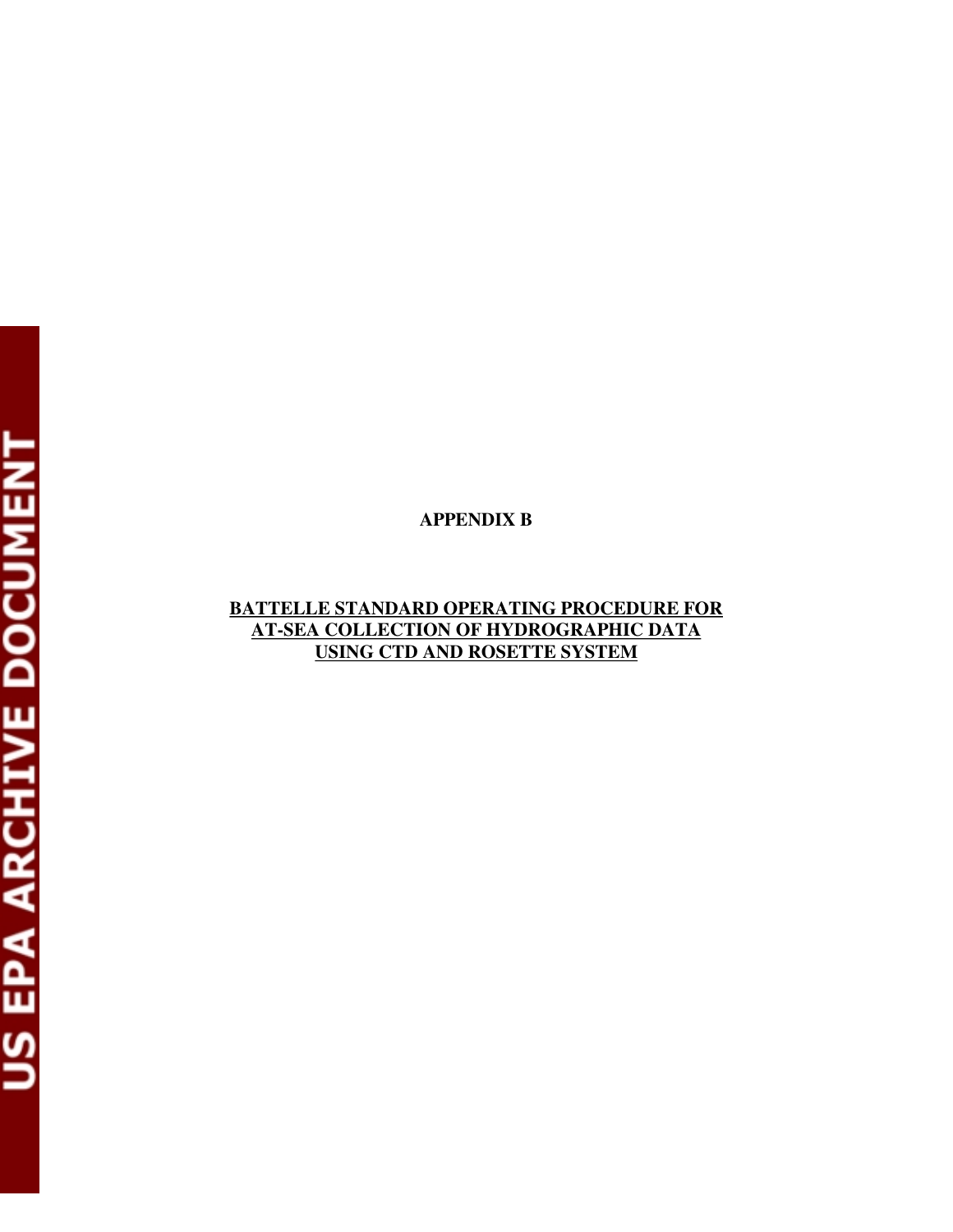# APPENDIX B

## BATTELLE STANDARD OPERATING PROCEDURE FOR AT-SEA COLLECTION OF HYDROGRAPHIC DATA USING CTD AND ROSETTE SYSTEM